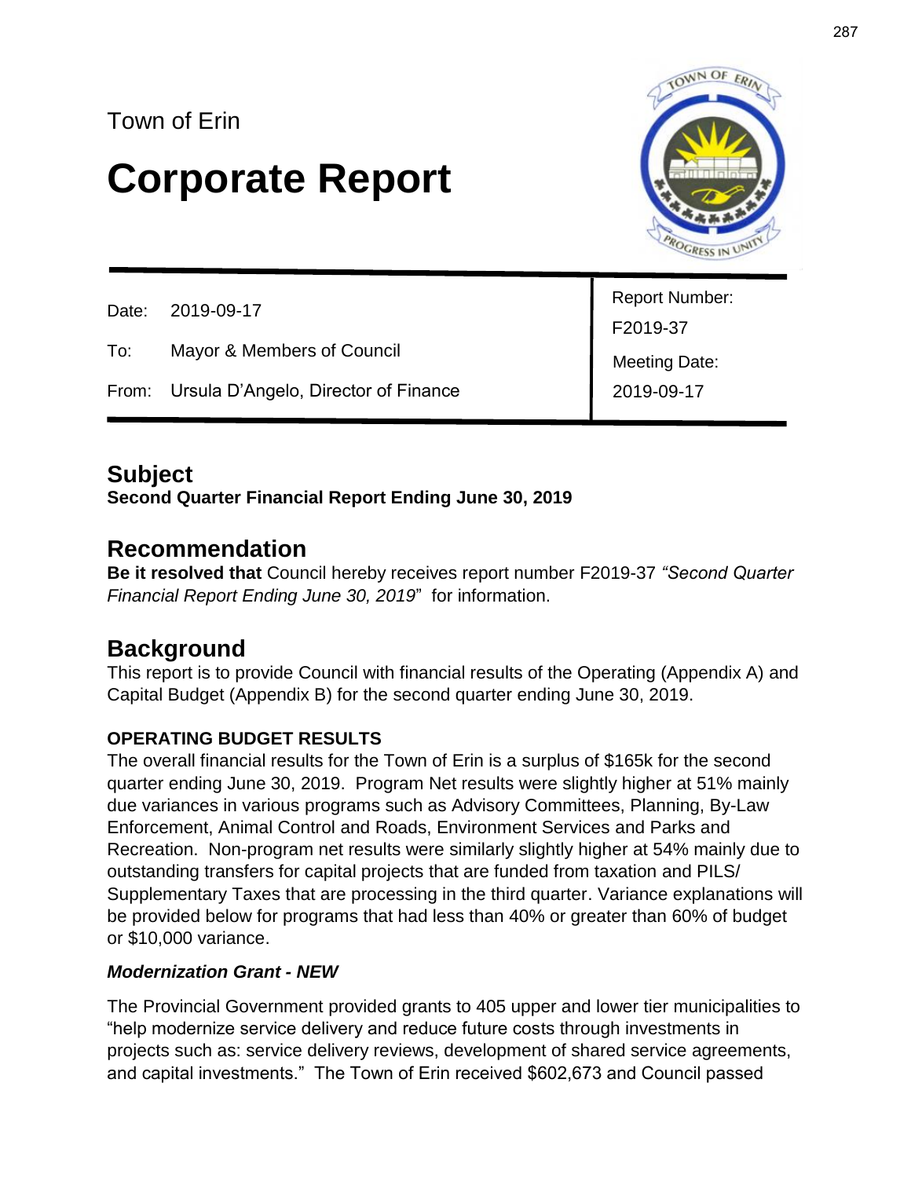Town of Erin

# Corporate Report

| | | |
|---|---|---|
| Date: | 2019-09-17 | Report Number: F2019-37 |
| To: | Mayor & Members of Council | Meeting Date: 2019-09-17 |
| From: | Ursula D'Angelo, Director of Finance | |

## Subject

**Second Quarter Financial Report Ending June 30, 2019**

## Recommendation

**Be it resolved that** Council hereby receives report number F2019-37 *"Second Quarter Financial Report Ending June 30, 2019*" for information.

## Background

This report is to provide Council with financial results of the Operating (Appendix A) and Capital Budget (Appendix B) for the second quarter ending June 30, 2019.

### OPERATING BUDGET RESULTS

The overall financial results for the Town of Erin is a surplus of $165k for the second quarter ending June 30, 2019. Program Net results were slightly higher at 51% mainly due variances in various programs such as Advisory Committees, Planning, By-Law Enforcement, Animal Control and Roads, Environment Services and Parks and Recreation. Non-program net results were similarly slightly higher at 54% mainly due to outstanding transfers for capital projects that are funded from taxation and PILS/ Supplementary Taxes that are processing in the third quarter. Variance explanations will be provided below for programs that had less than 40% or greater than 60% of budget or $10,000 variance.

#### *Modernization Grant - NEW*

The Provincial Government provided grants to 405 upper and lower tier municipalities to "help modernize service delivery and reduce future costs through investments in projects such as: service delivery reviews, development of shared service agreements, and capital investments." The Town of Erin received $602,673 and Council passed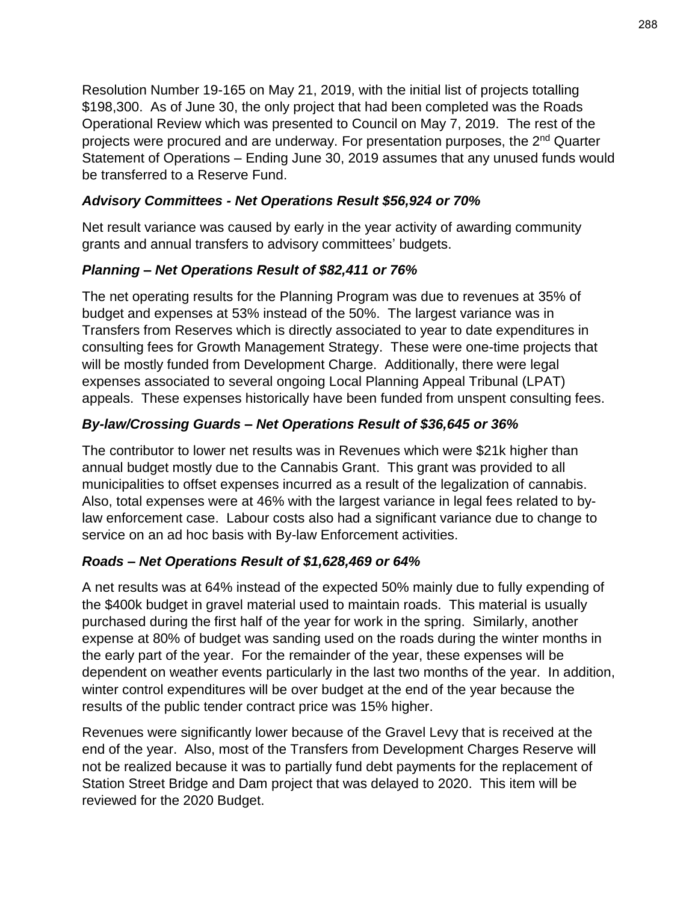Resolution Number 19-165 on May 21, 2019, with the initial list of projects totalling $198,300. As of June 30, the only project that had been completed was the Roads Operational Review which was presented to Council on May 7, 2019. The rest of the projects were procured and are underway. For presentation purposes, the 2nd Quarter Statement of Operations – Ending June 30, 2019 assumes that any unused funds would be transferred to a Reserve Fund.

### *Advisory Committees - Net Operations Result $56,924 or 70%*

Net result variance was caused by early in the year activity of awarding community grants and annual transfers to advisory committees' budgets.

### *Planning – Net Operations Result of $82,411 or 76%*

The net operating results for the Planning Program was due to revenues at 35% of budget and expenses at 53% instead of the 50%. The largest variance was in Transfers from Reserves which is directly associated to year to date expenditures in consulting fees for Growth Management Strategy. These were one-time projects that will be mostly funded from Development Charge. Additionally, there were legal expenses associated to several ongoing Local Planning Appeal Tribunal (LPAT) appeals. These expenses historically have been funded from unspent consulting fees.

### *By-law/Crossing Guards – Net Operations Result of $36,645 or 36%*

The contributor to lower net results was in Revenues which were $21k higher than annual budget mostly due to the Cannabis Grant. This grant was provided to all municipalities to offset expenses incurred as a result of the legalization of cannabis. Also, total expenses were at 46% with the largest variance in legal fees related to by-law enforcement case. Labour costs also had a significant variance due to change to service on an ad hoc basis with By-law Enforcement activities.

### *Roads – Net Operations Result of $1,628,469 or 64%*

A net results was at 64% instead of the expected 50% mainly due to fully expending of the $400k budget in gravel material used to maintain roads. This material is usually purchased during the first half of the year for work in the spring. Similarly, another expense at 80% of budget was sanding used on the roads during the winter months in the early part of the year. For the remainder of the year, these expenses will be dependent on weather events particularly in the last two months of the year. In addition, winter control expenditures will be over budget at the end of the year because the results of the public tender contract price was 15% higher.

Revenues were significantly lower because of the Gravel Levy that is received at the end of the year. Also, most of the Transfers from Development Charges Reserve will not be realized because it was to partially fund debt payments for the replacement of Station Street Bridge and Dam project that was delayed to 2020. This item will be reviewed for the 2020 Budget.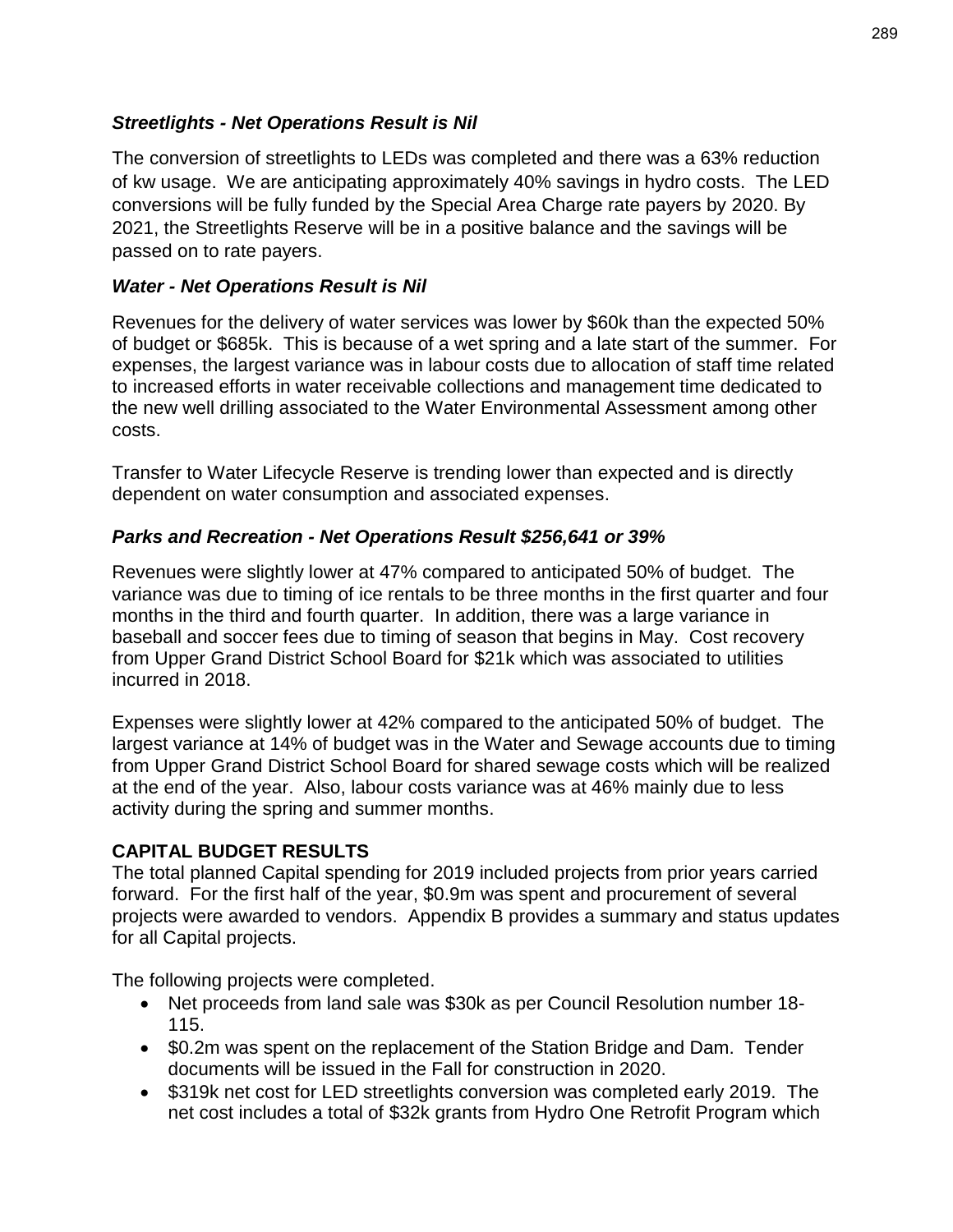### *Streetlights - Net Operations Result is Nil*

The conversion of streetlights to LEDs was completed and there was a 63% reduction of kw usage. We are anticipating approximately 40% savings in hydro costs. The LED conversions will be fully funded by the Special Area Charge rate payers by 2020. By 2021, the Streetlights Reserve will be in a positive balance and the savings will be passed on to rate payers.

### *Water - Net Operations Result is Nil*

Revenues for the delivery of water services was lower by $60k than the expected 50% of budget or $685k. This is because of a wet spring and a late start of the summer. For expenses, the largest variance was in labour costs due to allocation of staff time related to increased efforts in water receivable collections and management time dedicated to the new well drilling associated to the Water Environmental Assessment among other costs.

Transfer to Water Lifecycle Reserve is trending lower than expected and is directly dependent on water consumption and associated expenses.

### *Parks and Recreation - Net Operations Result $256,641 or 39%*

Revenues were slightly lower at 47% compared to anticipated 50% of budget. The variance was due to timing of ice rentals to be three months in the first quarter and four months in the third and fourth quarter. In addition, there was a large variance in baseball and soccer fees due to timing of season that begins in May. Cost recovery from Upper Grand District School Board for $21k which was associated to utilities incurred in 2018.

Expenses were slightly lower at 42% compared to the anticipated 50% of budget. The largest variance at 14% of budget was in the Water and Sewage accounts due to timing from Upper Grand District School Board for shared sewage costs which will be realized at the end of the year. Also, labour costs variance was at 46% mainly due to less activity during the spring and summer months.

## CAPITAL BUDGET RESULTS

The total planned Capital spending for 2019 included projects from prior years carried forward. For the first half of the year, $0.9m was spent and procurement of several projects were awarded to vendors. Appendix B provides a summary and status updates for all Capital projects.

The following projects were completed.

- Net proceeds from land sale was $30k as per Council Resolution number 18-115.
- $0.2m was spent on the replacement of the Station Bridge and Dam. Tender documents will be issued in the Fall for construction in 2020.
- $319k net cost for LED streetlights conversion was completed early 2019. The net cost includes a total of $32k grants from Hydro One Retrofit Program which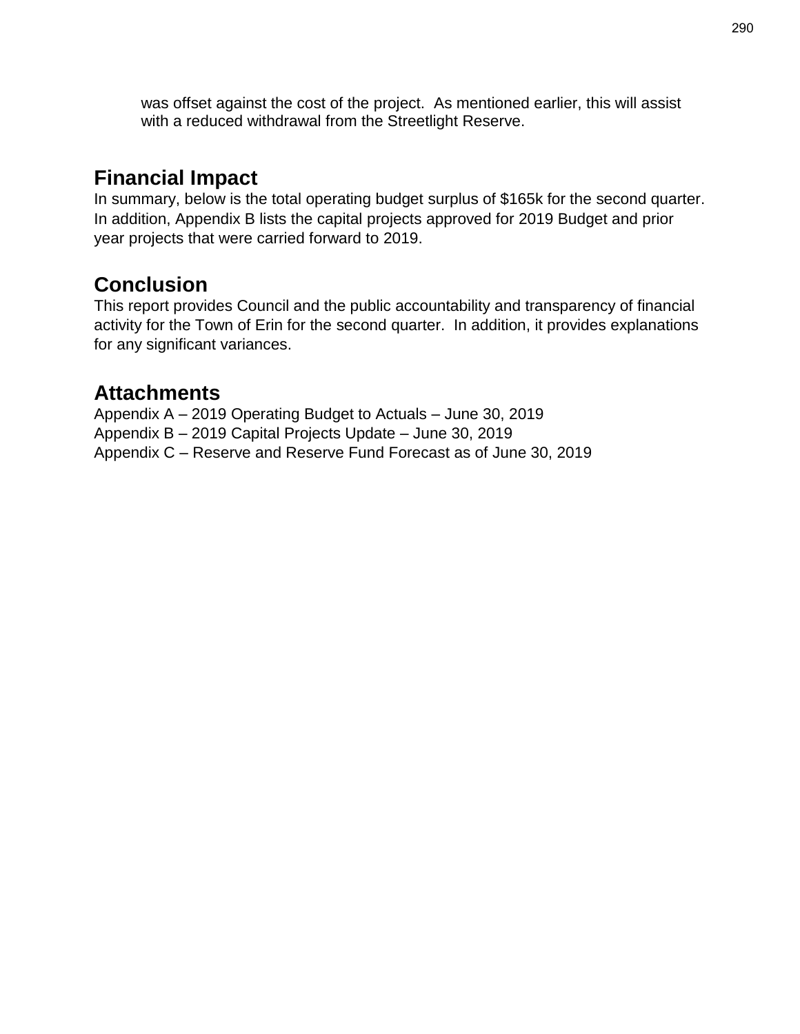was offset against the cost of the project.  As mentioned earlier, this will assist with a reduced withdrawal from the Streetlight Reserve.

## Financial Impact

In summary, below is the total operating budget surplus of $165k for the second quarter. In addition, Appendix B lists the capital projects approved for 2019 Budget and prior year projects that were carried forward to 2019.

## Conclusion

This report provides Council and the public accountability and transparency of financial activity for the Town of Erin for the second quarter.  In addition, it provides explanations for any significant variances.

## Attachments

Appendix A – 2019 Operating Budget to Actuals – June 30, 2019
Appendix B – 2019 Capital Projects Update – June 30, 2019
Appendix C – Reserve and Reserve Fund Forecast as of June 30, 2019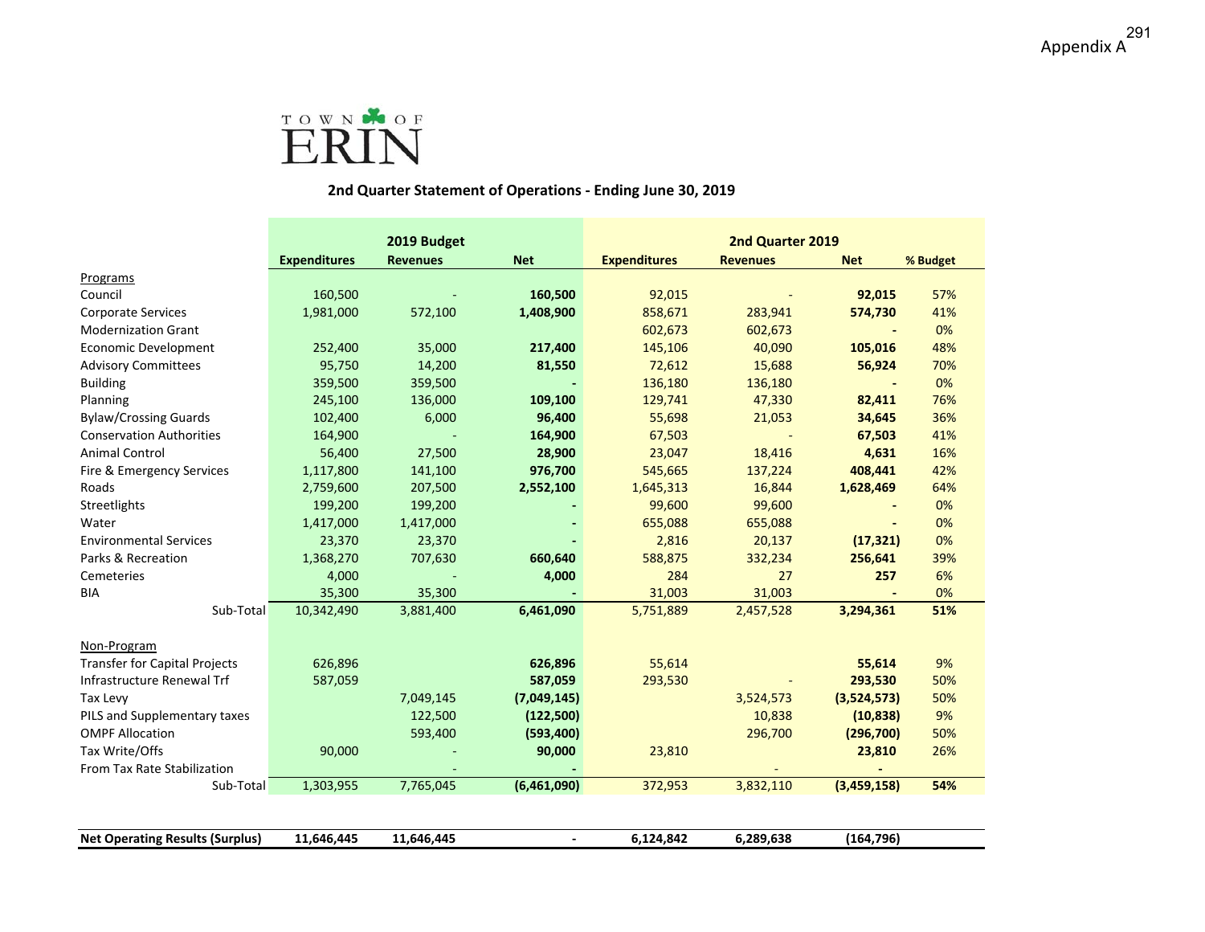Appendix A

TOWN OF ERIN

## 2nd Quarter Statement of Operations - Ending June 30, 2019

| | 2019 Budget | | | 2nd Quarter 2019 | | | |
|---|---|---|---|---|---|---|---|
| | **Expenditures** | **Revenues** | **Net** | **Expenditures** | **Revenues** | **Net** | **% Budget** |
| Programs | | | | | | | |
| Council | 160,500 | - | **160,500** | 92,015 | - | **92,015** | 57% |
| Corporate Services | 1,981,000 | 572,100 | **1,408,900** | 858,671 | 283,941 | **574,730** | 41% |
| Modernization Grant | | | | 602,673 | 602,673 | **-** | 0% |
| Economic Development | 252,400 | 35,000 | **217,400** | 145,106 | 40,090 | **105,016** | 48% |
| Advisory Committees | 95,750 | 14,200 | **81,550** | 72,612 | 15,688 | **56,924** | 70% |
| Building | 359,500 | 359,500 | **-** | 136,180 | 136,180 | **-** | 0% |
| Planning | 245,100 | 136,000 | **109,100** | 129,741 | 47,330 | **82,411** | 76% |
| Bylaw/Crossing Guards | 102,400 | 6,000 | **96,400** | 55,698 | 21,053 | **34,645** | 36% |
| Conservation Authorities | 164,900 | - | **164,900** | 67,503 | - | **67,503** | 41% |
| Animal Control | 56,400 | 27,500 | **28,900** | 23,047 | 18,416 | **4,631** | 16% |
| Fire & Emergency Services | 1,117,800 | 141,100 | **976,700** | 545,665 | 137,224 | **408,441** | 42% |
| Roads | 2,759,600 | 207,500 | **2,552,100** | 1,645,313 | 16,844 | **1,628,469** | 64% |
| Streetlights | 199,200 | 199,200 | **-** | 99,600 | 99,600 | **-** | 0% |
| Water | 1,417,000 | 1,417,000 | **-** | 655,088 | 655,088 | **-** | 0% |
| Environmental Services | 23,370 | 23,370 | **-** | 2,816 | 20,137 | **(17,321)** | 0% |
| Parks & Recreation | 1,368,270 | 707,630 | **660,640** | 588,875 | 332,234 | **256,641** | 39% |
| Cemeteries | 4,000 | - | **4,000** | 284 | 27 | **257** | 6% |
| BIA | 35,300 | 35,300 | **-** | 31,003 | 31,003 | **-** | 0% |
| Sub-Total | 10,342,490 | 3,881,400 | **6,461,090** | 5,751,889 | 2,457,528 | **3,294,361** | **51%** |
| | | | | | | | |
| Non-Program | | | | | | | |
| Transfer for Capital Projects | 626,896 | | **626,896** | 55,614 | | **55,614** | 9% |
| Infrastructure Renewal Trf | 587,059 | | **587,059** | 293,530 | - | **293,530** | 50% |
| Tax Levy | | 7,049,145 | **(7,049,145)** | | 3,524,573 | **(3,524,573)** | 50% |
| PILS and Supplementary taxes | | 122,500 | **(122,500)** | | 10,838 | **(10,838)** | 9% |
| OMPF Allocation | | 593,400 | **(593,400)** | | 296,700 | **(296,700)** | 50% |
| Tax Write/Offs | 90,000 | - | **90,000** | 23,810 | | **23,810** | 26% |
| From Tax Rate Stabilization | | - | **-** | | - | **-** | |
| Sub-Total | 1,303,955 | 7,765,045 | **(6,461,090)** | 372,953 | 3,832,110 | **(3,459,158)** | **54%** |
| | | | | | | | |
| **Net Operating Results (Surplus)** | **11,646,445** | **11,646,445** | **-** | **6,124,842** | **6,289,638** | **(164,796)** | |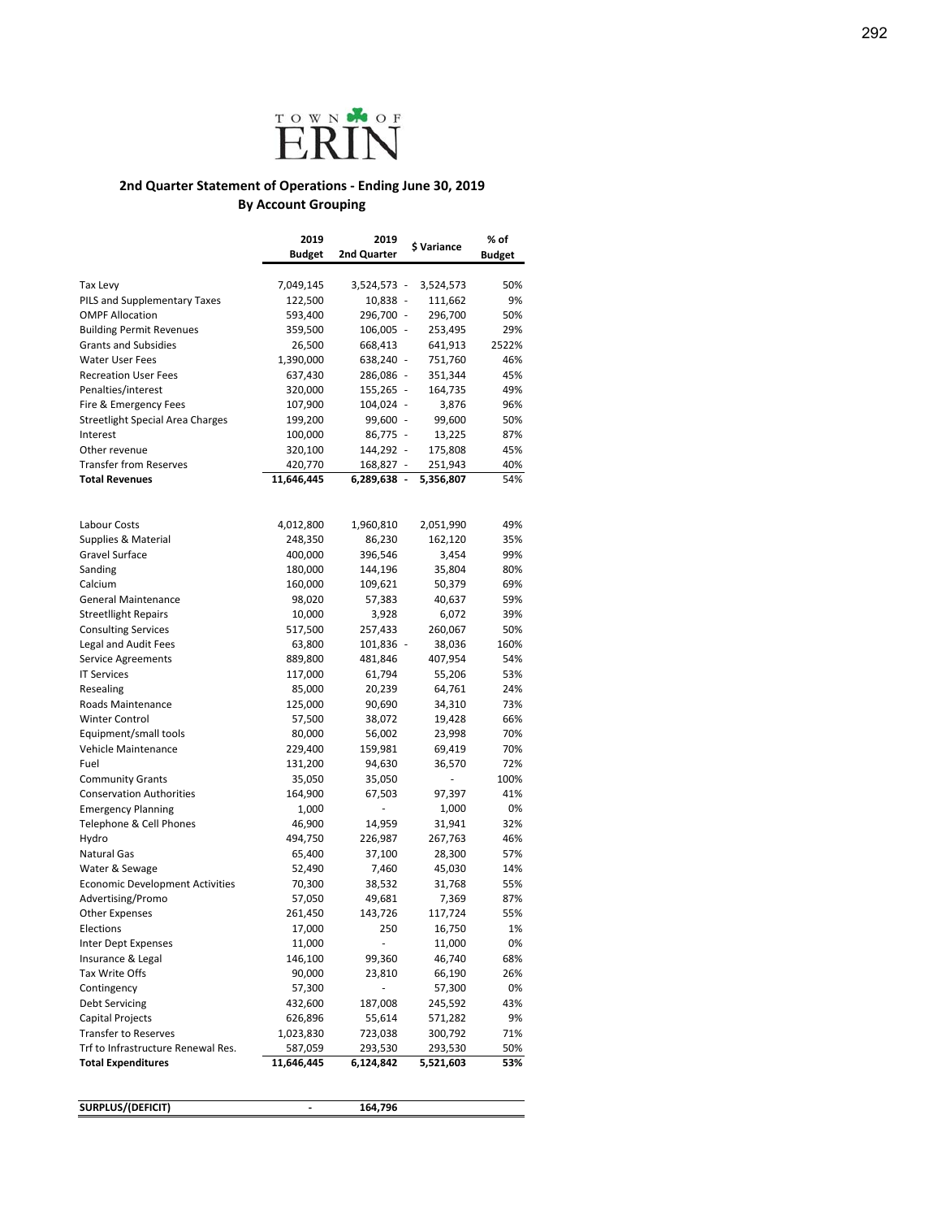TOWN OF ERIN

## 2nd Quarter Statement of Operations - Ending June 30, 2019
### By Account Grouping

| | 2019 Budget | 2019 2nd Quarter | $ Variance | % of Budget |
|---|---|---|---|---|
| Tax Levy | 7,049,145 | 3,524,573 - | 3,524,573 | 50% |
| PILS and Supplementary Taxes | 122,500 | 10,838 - | 111,662 | 9% |
| OMPF Allocation | 593,400 | 296,700 - | 296,700 | 50% |
| Building Permit Revenues | 359,500 | 106,005 - | 253,495 | 29% |
| Grants and Subsidies | 26,500 | 668,413 | 641,913 | 2522% |
| Water User Fees | 1,390,000 | 638,240 - | 751,760 | 46% |
| Recreation User Fees | 637,430 | 286,086 - | 351,344 | 45% |
| Penalties/interest | 320,000 | 155,265 - | 164,735 | 49% |
| Fire & Emergency Fees | 107,900 | 104,024 - | 3,876 | 96% |
| Streetlight Special Area Charges | 199,200 | 99,600 - | 99,600 | 50% |
| Interest | 100,000 | 86,775 - | 13,225 | 87% |
| Other revenue | 320,100 | 144,292 - | 175,808 | 45% |
| Transfer from Reserves | 420,770 | 168,827 - | 251,943 | 40% |
| **Total Revenues** | **11,646,445** | **6,289,638 -** | **5,356,807** | **54%** |
| | | | | |
| Labour Costs | 4,012,800 | 1,960,810 | 2,051,990 | 49% |
| Supplies & Material | 248,350 | 86,230 | 162,120 | 35% |
| Gravel Surface | 400,000 | 396,546 | 3,454 | 99% |
| Sanding | 180,000 | 144,196 | 35,804 | 80% |
| Calcium | 160,000 | 109,621 | 50,379 | 69% |
| General Maintenance | 98,020 | 57,383 | 40,637 | 59% |
| Streetllight Repairs | 10,000 | 3,928 | 6,072 | 39% |
| Consulting Services | 517,500 | 257,433 | 260,067 | 50% |
| Legal and Audit Fees | 63,800 | 101,836 - | 38,036 | 160% |
| Service Agreements | 889,800 | 481,846 | 407,954 | 54% |
| IT Services | 117,000 | 61,794 | 55,206 | 53% |
| Resealing | 85,000 | 20,239 | 64,761 | 24% |
| Roads Maintenance | 125,000 | 90,690 | 34,310 | 73% |
| Winter Control | 57,500 | 38,072 | 19,428 | 66% |
| Equipment/small tools | 80,000 | 56,002 | 23,998 | 70% |
| Vehicle Maintenance | 229,400 | 159,981 | 69,419 | 70% |
| Fuel | 131,200 | 94,630 | 36,570 | 72% |
| Community Grants | 35,050 | 35,050 | - | 100% |
| Conservation Authorities | 164,900 | 67,503 | 97,397 | 41% |
| Emergency Planning | 1,000 | - | 1,000 | 0% |
| Telephone & Cell Phones | 46,900 | 14,959 | 31,941 | 32% |
| Hydro | 494,750 | 226,987 | 267,763 | 46% |
| Natural Gas | 65,400 | 37,100 | 28,300 | 57% |
| Water & Sewage | 52,490 | 7,460 | 45,030 | 14% |
| Economic Development Activities | 70,300 | 38,532 | 31,768 | 55% |
| Advertising/Promo | 57,050 | 49,681 | 7,369 | 87% |
| Other Expenses | 261,450 | 143,726 | 117,724 | 55% |
| Elections | 17,000 | 250 | 16,750 | 1% |
| Inter Dept Expenses | 11,000 | - | 11,000 | 0% |
| Insurance & Legal | 146,100 | 99,360 | 46,740 | 68% |
| Tax Write Offs | 90,000 | 23,810 | 66,190 | 26% |
| Contingency | 57,300 | - | 57,300 | 0% |
| Debt Servicing | 432,600 | 187,008 | 245,592 | 43% |
| Capital Projects | 626,896 | 55,614 | 571,282 | 9% |
| Transfer to Reserves | 1,023,830 | 723,038 | 300,792 | 71% |
| Trf to Infrastructure Renewal Res. | 587,059 | 293,530 | 293,530 | 50% |
| **Total Expenditures** | **11,646,445** | **6,124,842** | **5,521,603** | **53%** |
| | | | | |
| **SURPLUS/(DEFICIT)** | **-** | **164,796** | | |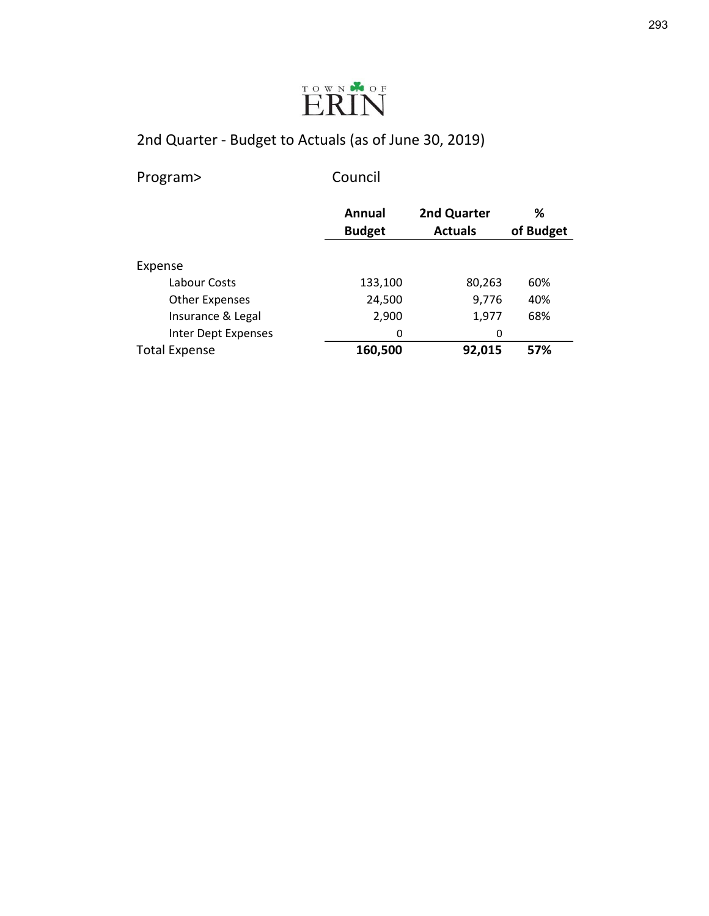TOWN OF ERIN

## 2nd Quarter - Budget to Actuals (as of June 30, 2019)

Program> Council

| | Annual Budget | 2nd Quarter Actuals | % of Budget |
|---|---|---|---|
| Expense | | | |
| Labour Costs | 133,100 | 80,263 | 60% |
| Other Expenses | 24,500 | 9,776 | 40% |
| Insurance & Legal | 2,900 | 1,977 | 68% |
| Inter Dept Expenses | 0 | 0 | |
| **Total Expense** | **160,500** | **92,015** | **57%** |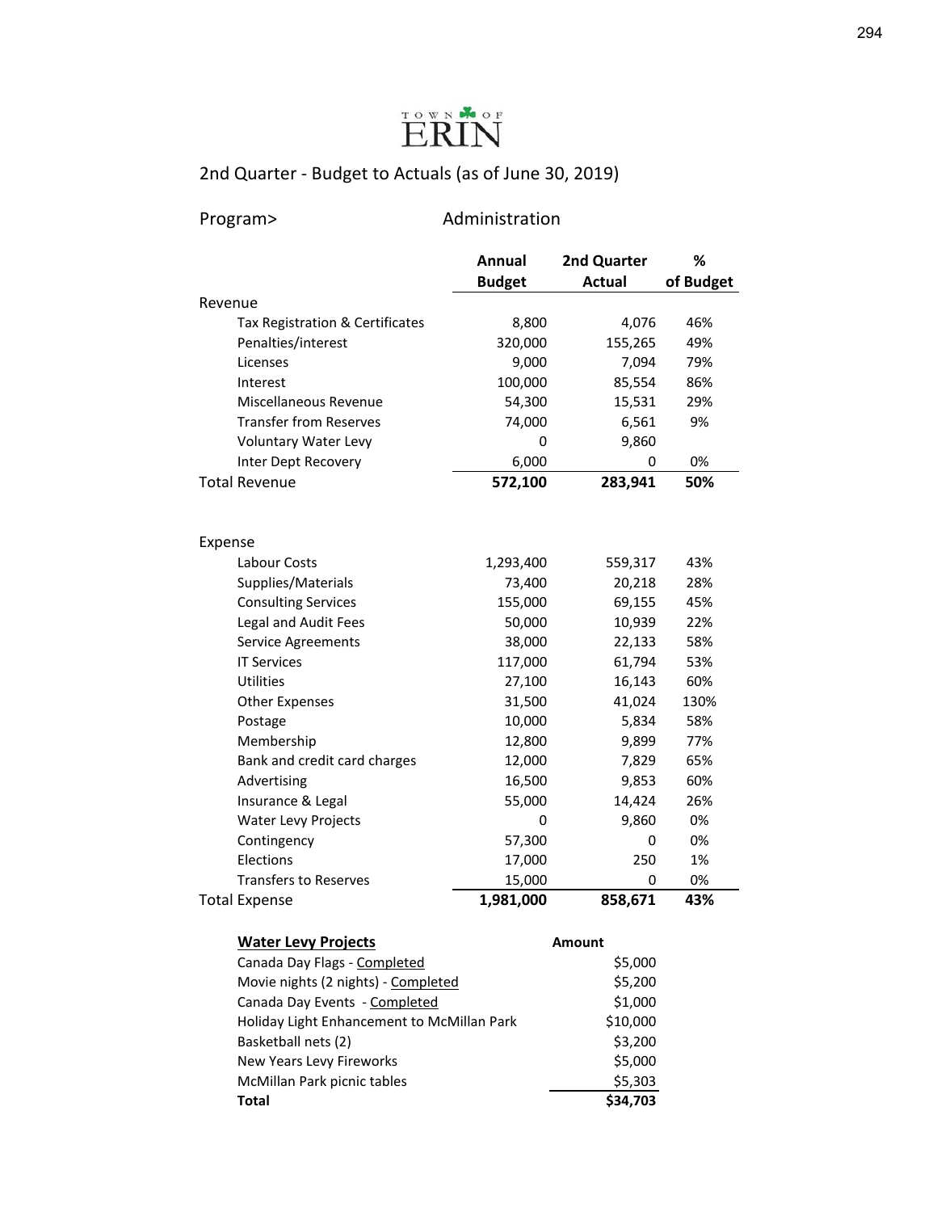TOWN OF ERIN

## 2nd Quarter - Budget to Actuals (as of June 30, 2019)

Program> Administration

| | Annual Budget | 2nd Quarter Actual | % of Budget |
|---|---|---|---|
| **Revenue** | | | |
| Tax Registration & Certificates | 8,800 | 4,076 | 46% |
| Penalties/interest | 320,000 | 155,265 | 49% |
| Licenses | 9,000 | 7,094 | 79% |
| Interest | 100,000 | 85,554 | 86% |
| Miscellaneous Revenue | 54,300 | 15,531 | 29% |
| Transfer from Reserves | 74,000 | 6,561 | 9% |
| Voluntary Water Levy | 0 | 9,860 | |
| Inter Dept Recovery | 6,000 | 0 | 0% |
| **Total Revenue** | **572,100** | **283,941** | **50%** |
| | | | |
| **Expense** | | | |
| Labour Costs | 1,293,400 | 559,317 | 43% |
| Supplies/Materials | 73,400 | 20,218 | 28% |
| Consulting Services | 155,000 | 69,155 | 45% |
| Legal and Audit Fees | 50,000 | 10,939 | 22% |
| Service Agreements | 38,000 | 22,133 | 58% |
| IT Services | 117,000 | 61,794 | 53% |
| Utilities | 27,100 | 16,143 | 60% |
| Other Expenses | 31,500 | 41,024 | 130% |
| Postage | 10,000 | 5,834 | 58% |
| Membership | 12,800 | 9,899 | 77% |
| Bank and credit card charges | 12,000 | 7,829 | 65% |
| Advertising | 16,500 | 9,853 | 60% |
| Insurance & Legal | 55,000 | 14,424 | 26% |
| Water Levy Projects | 0 | 9,860 | 0% |
| Contingency | 57,300 | 0 | 0% |
| Elections | 17,000 | 250 | 1% |
| Transfers to Reserves | 15,000 | 0 | 0% |
| **Total Expense** | **1,981,000** | **858,671** | **43%** |

| **Water Levy Projects** | **Amount** |
|---|---|
| Canada Day Flags - Completed | $5,000 |
| Movie nights (2 nights) - Completed | $5,200 |
| Canada Day Events - Completed | $1,000 |
| Holiday Light Enhancement to McMillan Park | $10,000 |
| Basketball nets (2) | $3,200 |
| New Years Levy Fireworks | $5,000 |
| McMillan Park picnic tables | $5,303 |
| **Total** | **$34,703** |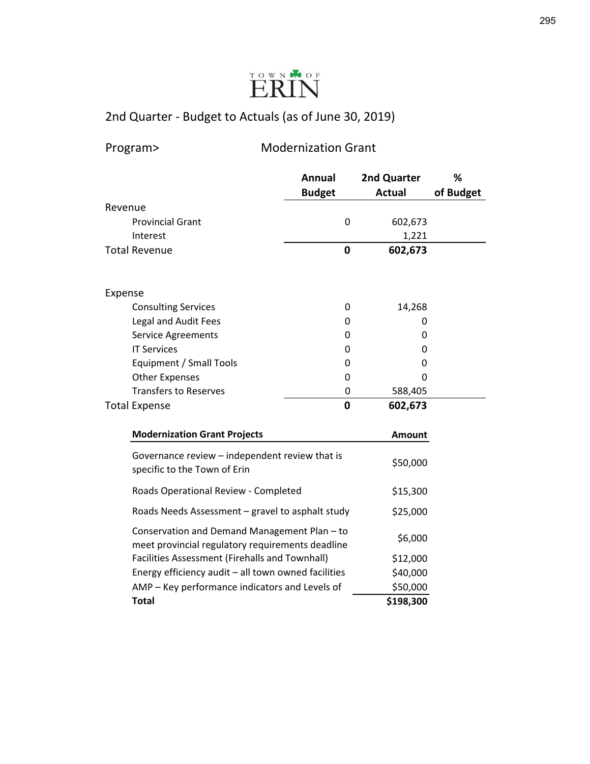TOWN OF ERIN

## 2nd Quarter - Budget to Actuals (as of June 30, 2019)

Program> Modernization Grant

| | Annual Budget | 2nd Quarter Actual | % of Budget |
|---|---|---|---|
| **Revenue** | | | |
| Provincial Grant | 0 | 602,673 | |
| Interest | | 1,221 | |
| **Total Revenue** | **0** | **602,673** | |
| | | | |
| **Expense** | | | |
| Consulting Services | 0 | 14,268 | |
| Legal and Audit Fees | 0 | 0 | |
| Service Agreements | 0 | 0 | |
| IT Services | 0 | 0 | |
| Equipment / Small Tools | 0 | 0 | |
| Other Expenses | 0 | 0 | |
| Transfers to Reserves | 0 | 588,405 | |
| **Total Expense** | **0** | **602,673** | |

| **Modernization Grant Projects** | **Amount** |
|---|---|
| Governance review – independent review that is specific to the Town of Erin | $50,000 |
| Roads Operational Review - Completed | $15,300 |
| Roads Needs Assessment – gravel to asphalt study | $25,000 |
| Conservation and Demand Management Plan – to meet provincial regulatory requirements deadline | $6,000 |
| Facilities Assessment (Firehalls and Townhall) | $12,000 |
| Energy efficiency audit – all town owned facilities | $40,000 |
| AMP – Key performance indicators and Levels of | $50,000 |
| **Total** | **$198,300** |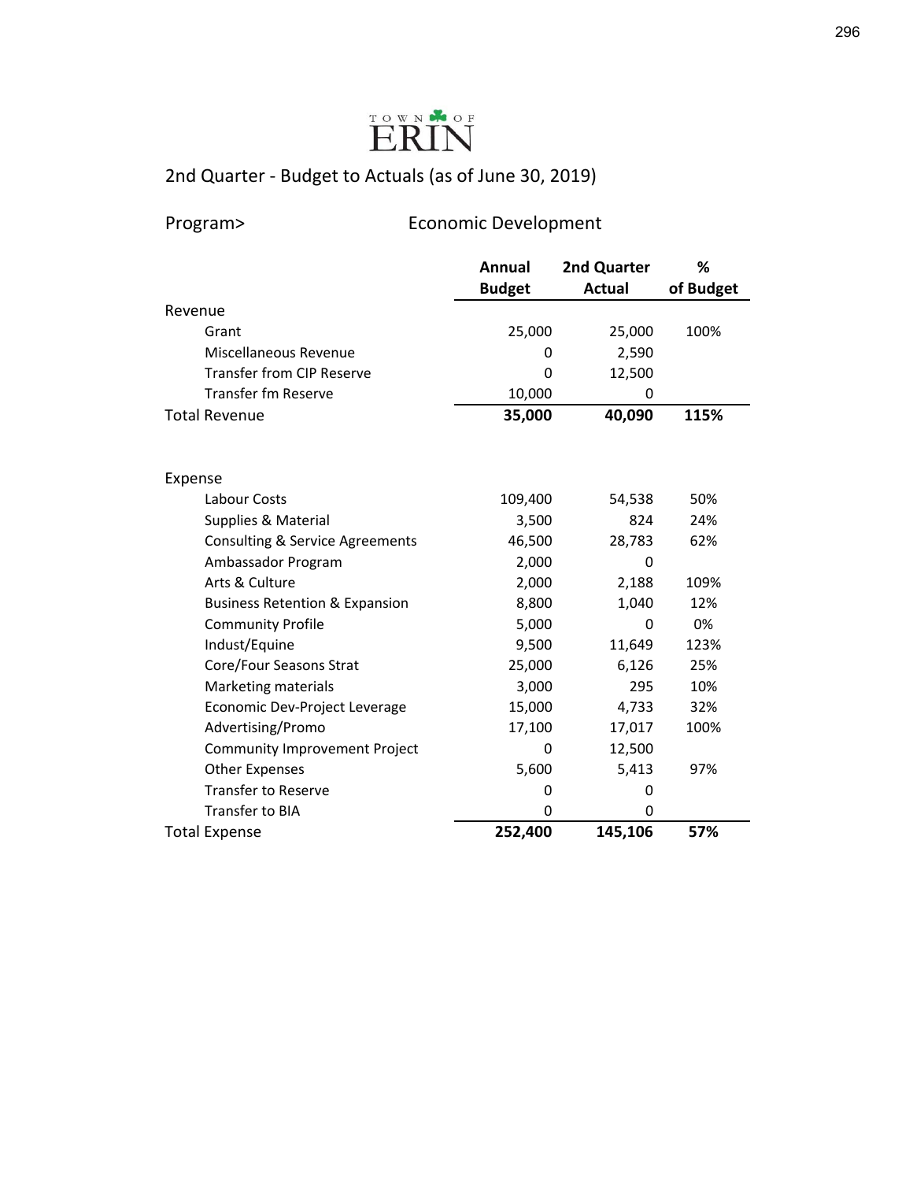TOWN OF ERIN

## 2nd Quarter - Budget to Actuals (as of June 30, 2019)

Program> Economic Development

| | Annual Budget | 2nd Quarter Actual | % of Budget |
|---|---|---|---|
| **Revenue** | | | |
| Grant | 25,000 | 25,000 | 100% |
| Miscellaneous Revenue | 0 | 2,590 | |
| Transfer from CIP Reserve | 0 | 12,500 | |
| Transfer fm Reserve | 10,000 | 0 | |
| **Total Revenue** | **35,000** | **40,090** | **115%** |
| | | | |
| **Expense** | | | |
| Labour Costs | 109,400 | 54,538 | 50% |
| Supplies & Material | 3,500 | 824 | 24% |
| Consulting & Service Agreements | 46,500 | 28,783 | 62% |
| Ambassador Program | 2,000 | 0 | |
| Arts & Culture | 2,000 | 2,188 | 109% |
| Business Retention & Expansion | 8,800 | 1,040 | 12% |
| Community Profile | 5,000 | 0 | 0% |
| Indust/Equine | 9,500 | 11,649 | 123% |
| Core/Four Seasons Strat | 25,000 | 6,126 | 25% |
| Marketing materials | 3,000 | 295 | 10% |
| Economic Dev-Project Leverage | 15,000 | 4,733 | 32% |
| Advertising/Promo | 17,100 | 17,017 | 100% |
| Community Improvement Project | 0 | 12,500 | |
| Other Expenses | 5,600 | 5,413 | 97% |
| Transfer to Reserve | 0 | 0 | |
| Transfer to BIA | 0 | 0 | |
| **Total Expense** | **252,400** | **145,106** | **57%** |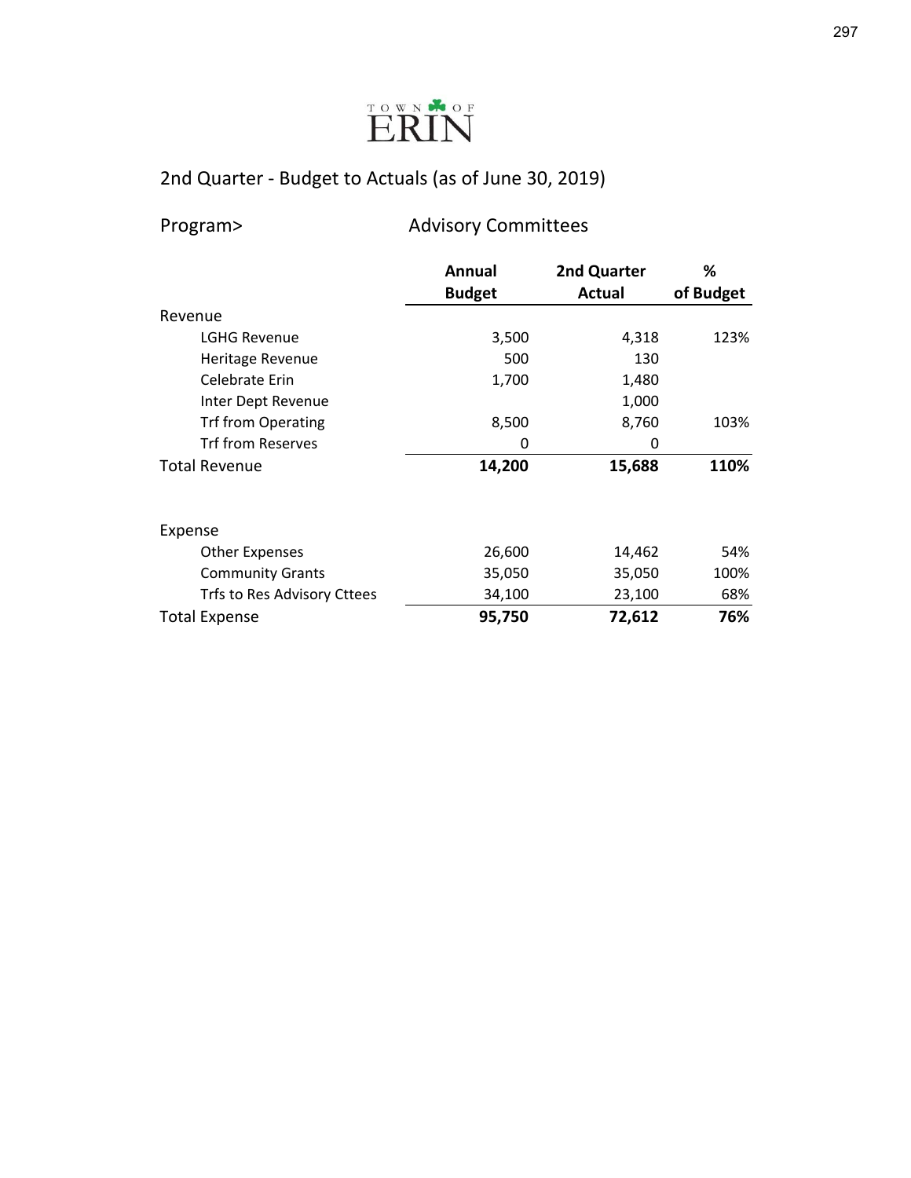TOWN OF ERIN

## 2nd Quarter - Budget to Actuals (as of June 30, 2019)

Program> Advisory Committees

| | Annual Budget | 2nd Quarter Actual | % of Budget |
|---|---|---|---|
| Revenue | | | |
| LGHG Revenue | 3,500 | 4,318 | 123% |
| Heritage Revenue | 500 | 130 | |
| Celebrate Erin | 1,700 | 1,480 | |
| Inter Dept Revenue | | 1,000 | |
| Trf from Operating | 8,500 | 8,760 | 103% |
| Trf from Reserves | 0 | 0 | |
| **Total Revenue** | **14,200** | **15,688** | **110%** |
| | | | |
| Expense | | | |
| Other Expenses | 26,600 | 14,462 | 54% |
| Community Grants | 35,050 | 35,050 | 100% |
| Trfs to Res Advisory Cttees | 34,100 | 23,100 | 68% |
| **Total Expense** | **95,750** | **72,612** | **76%** |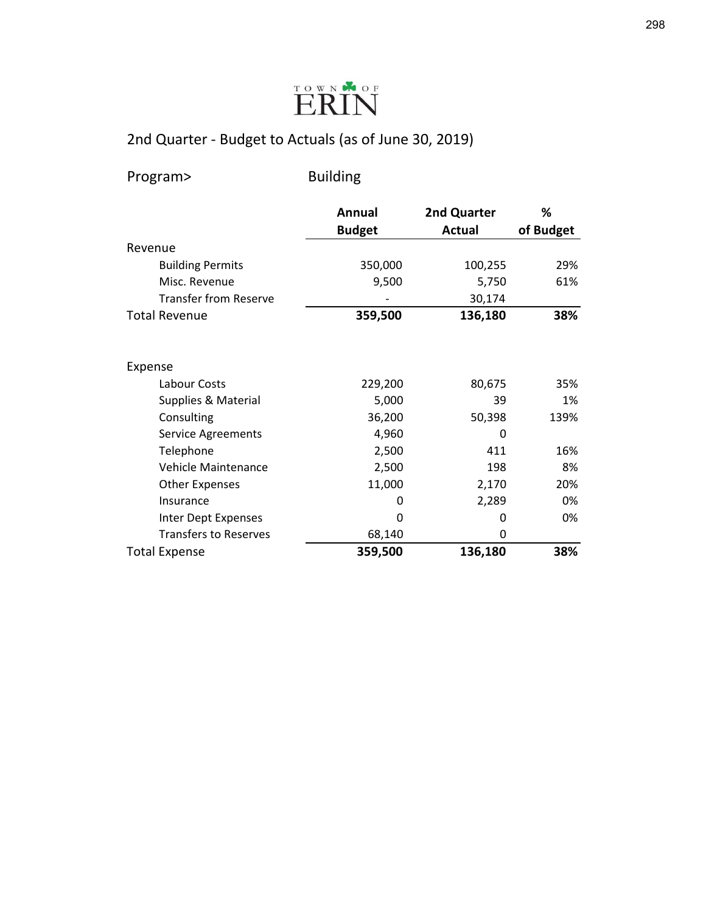TOWN OF ERIN

## 2nd Quarter - Budget to Actuals (as of June 30, 2019)

Program> Building

| | Annual Budget | 2nd Quarter Actual | % of Budget |
|---|---|---|---|
| **Revenue** | | | |
| Building Permits | 350,000 | 100,255 | 29% |
| Misc. Revenue | 9,500 | 5,750 | 61% |
| Transfer from Reserve | - | 30,174 | |
| **Total Revenue** | **359,500** | **136,180** | **38%** |
| | | | |
| **Expense** | | | |
| Labour Costs | 229,200 | 80,675 | 35% |
| Supplies & Material | 5,000 | 39 | 1% |
| Consulting | 36,200 | 50,398 | 139% |
| Service Agreements | 4,960 | 0 | |
| Telephone | 2,500 | 411 | 16% |
| Vehicle Maintenance | 2,500 | 198 | 8% |
| Other Expenses | 11,000 | 2,170 | 20% |
| Insurance | 0 | 2,289 | 0% |
| Inter Dept Expenses | 0 | 0 | 0% |
| Transfers to Reserves | 68,140 | 0 | |
| **Total Expense** | **359,500** | **136,180** | **38%** |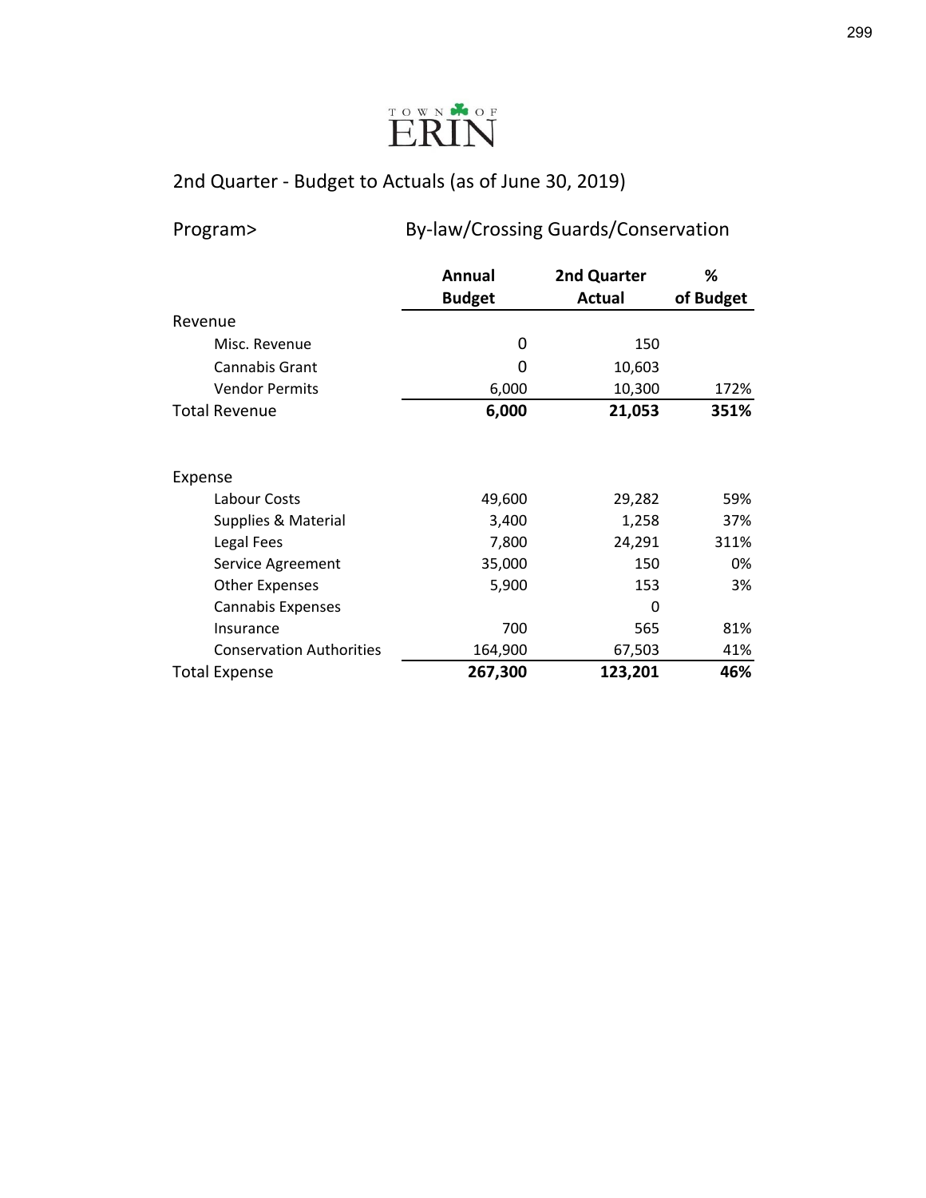TOWN OF ERIN

## 2nd Quarter - Budget to Actuals (as of June 30, 2019)

Program> By-law/Crossing Guards/Conservation

| | Annual Budget | 2nd Quarter Actual | % of Budget |
|---|---|---|---|
| Revenue | | | |
| Misc. Revenue | 0 | 150 | |
| Cannabis Grant | 0 | 10,603 | |
| Vendor Permits | 6,000 | 10,300 | 172% |
| **Total Revenue** | **6,000** | **21,053** | **351%** |
| | | | |
| Expense | | | |
| Labour Costs | 49,600 | 29,282 | 59% |
| Supplies & Material | 3,400 | 1,258 | 37% |
| Legal Fees | 7,800 | 24,291 | 311% |
| Service Agreement | 35,000 | 150 | 0% |
| Other Expenses | 5,900 | 153 | 3% |
| Cannabis Expenses | | 0 | |
| Insurance | 700 | 565 | 81% |
| Conservation Authorities | 164,900 | 67,503 | 41% |
| **Total Expense** | **267,300** | **123,201** | **46%** |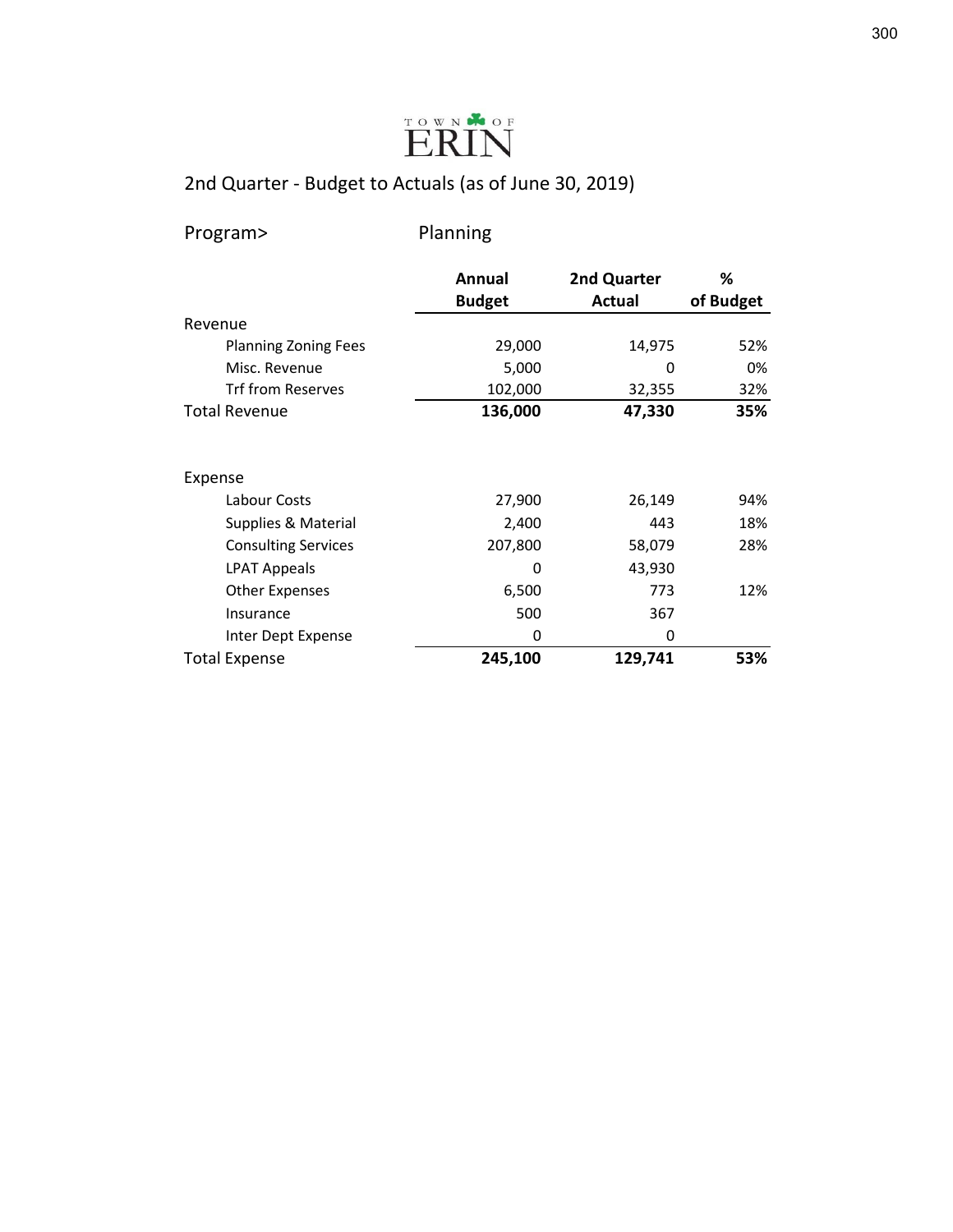TOWN OF ERIN

## 2nd Quarter - Budget to Actuals (as of June 30, 2019)

Program> Planning

| | Annual Budget | 2nd Quarter Actual | % of Budget |
|---|---|---|---|
| **Revenue** | | | |
| Planning Zoning Fees | 29,000 | 14,975 | 52% |
| Misc. Revenue | 5,000 | 0 | 0% |
| Trf from Reserves | 102,000 | 32,355 | 32% |
| **Total Revenue** | **136,000** | **47,330** | **35%** |
| | | | |
| **Expense** | | | |
| Labour Costs | 27,900 | 26,149 | 94% |
| Supplies & Material | 2,400 | 443 | 18% |
| Consulting Services | 207,800 | 58,079 | 28% |
| LPAT Appeals | 0 | 43,930 | |
| Other Expenses | 6,500 | 773 | 12% |
| Insurance | 500 | 367 | |
| Inter Dept Expense | 0 | 0 | |
| **Total Expense** | **245,100** | **129,741** | **53%** |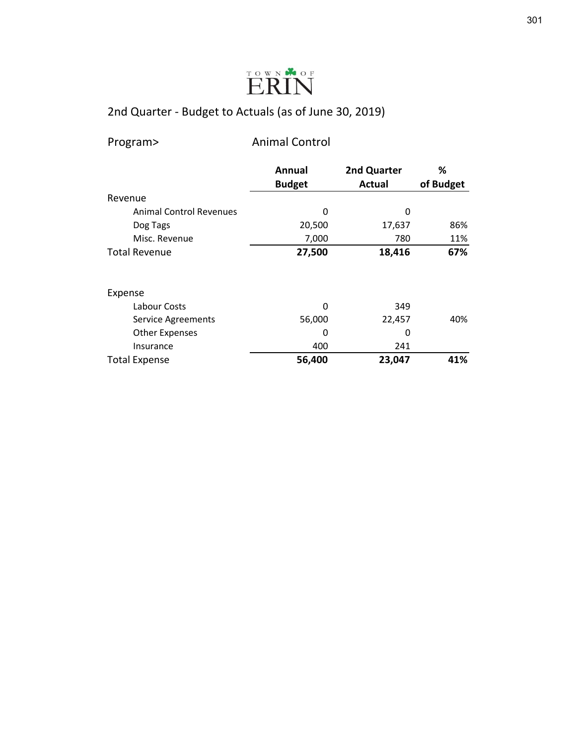TOWN OF ERIN

## 2nd Quarter - Budget to Actuals (as of June 30, 2019)

Program> Animal Control

| | Annual Budget | 2nd Quarter Actual | % of Budget |
|---|---|---|---|
| Revenue | | | |
| Animal Control Revenues | 0 | 0 | |
| Dog Tags | 20,500 | 17,637 | 86% |
| Misc. Revenue | 7,000 | 780 | 11% |
| **Total Revenue** | **27,500** | **18,416** | **67%** |
| | | | |
| Expense | | | |
| Labour Costs | 0 | 349 | |
| Service Agreements | 56,000 | 22,457 | 40% |
| Other Expenses | 0 | 0 | |
| Insurance | 400 | 241 | |
| **Total Expense** | **56,400** | **23,047** | **41%** |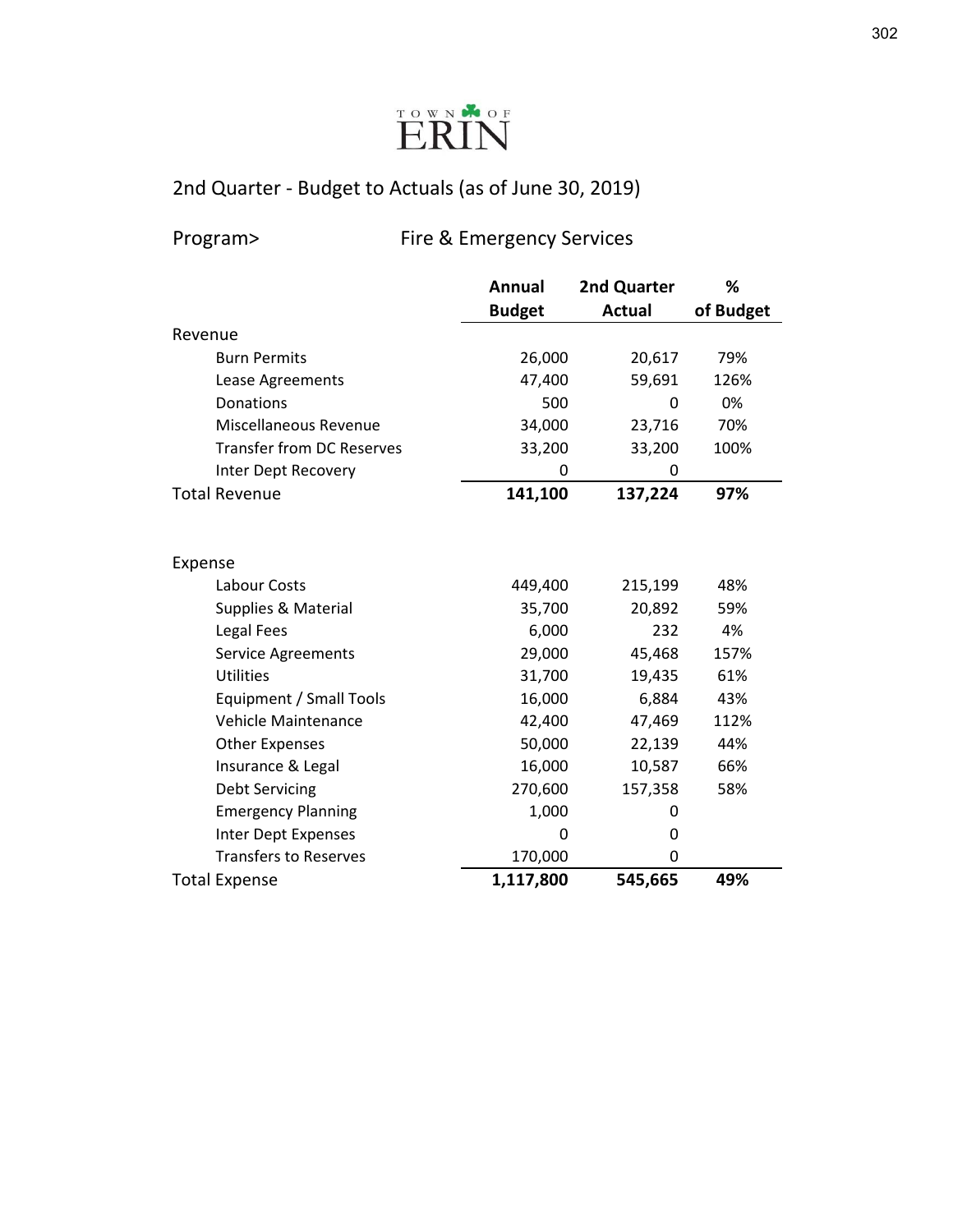TOWN OF ERIN

## 2nd Quarter - Budget to Actuals (as of June 30, 2019)

Program> Fire & Emergency Services

| | Annual Budget | 2nd Quarter Actual | % of Budget |
|---|---|---|---|
| Revenue | | | |
| Burn Permits | 26,000 | 20,617 | 79% |
| Lease Agreements | 47,400 | 59,691 | 126% |
| Donations | 500 | 0 | 0% |
| Miscellaneous Revenue | 34,000 | 23,716 | 70% |
| Transfer from DC Reserves | 33,200 | 33,200 | 100% |
| Inter Dept Recovery | 0 | 0 | |
| **Total Revenue** | **141,100** | **137,224** | **97%** |
| | | | |
| Expense | | | |
| Labour Costs | 449,400 | 215,199 | 48% |
| Supplies & Material | 35,700 | 20,892 | 59% |
| Legal Fees | 6,000 | 232 | 4% |
| Service Agreements | 29,000 | 45,468 | 157% |
| Utilities | 31,700 | 19,435 | 61% |
| Equipment / Small Tools | 16,000 | 6,884 | 43% |
| Vehicle Maintenance | 42,400 | 47,469 | 112% |
| Other Expenses | 50,000 | 22,139 | 44% |
| Insurance & Legal | 16,000 | 10,587 | 66% |
| Debt Servicing | 270,600 | 157,358 | 58% |
| Emergency Planning | 1,000 | 0 | |
| Inter Dept Expenses | 0 | 0 | |
| Transfers to Reserves | 170,000 | 0 | |
| **Total Expense** | **1,117,800** | **545,665** | **49%** |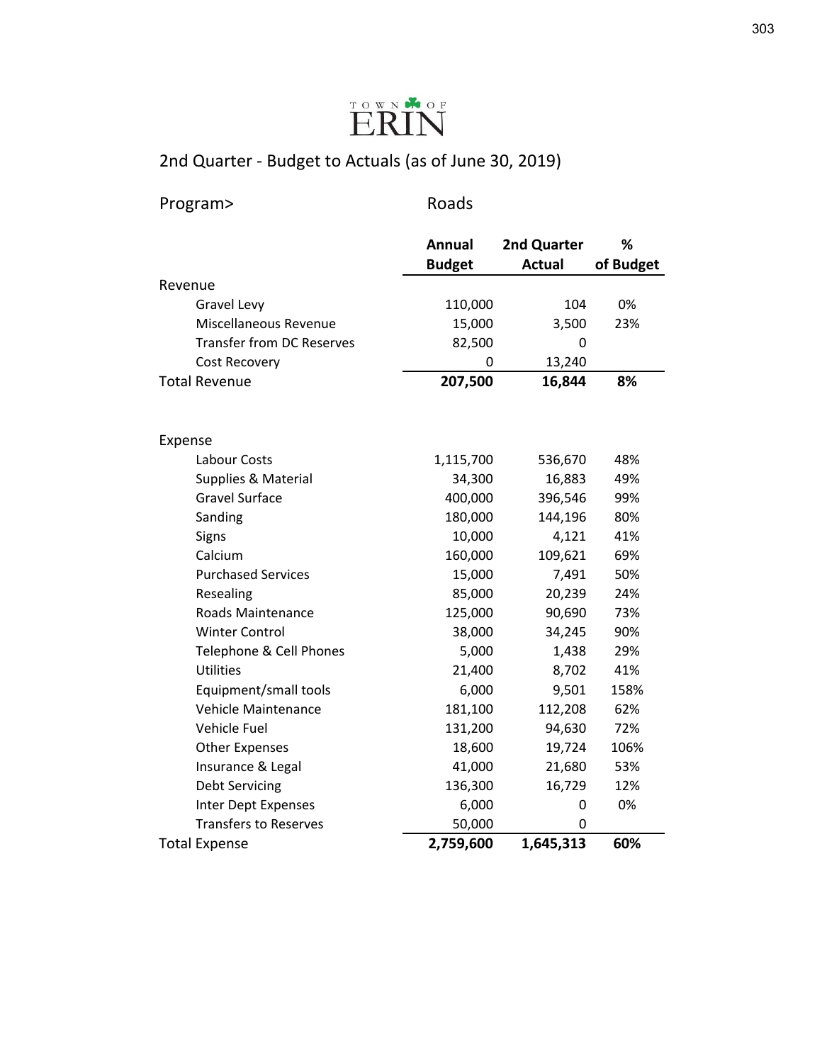TOWN OF ERIN

## 2nd Quarter - Budget to Actuals (as of June 30, 2019)

Program> Roads

| | Annual Budget | 2nd Quarter Actual | % of Budget |
|---|---|---|---|
| **Revenue** | | | |
| Gravel Levy | 110,000 | 104 | 0% |
| Miscellaneous Revenue | 15,000 | 3,500 | 23% |
| Transfer from DC Reserves | 82,500 | 0 | |
| Cost Recovery | 0 | 13,240 | |
| **Total Revenue** | **207,500** | **16,844** | **8%** |
| | | | |
| **Expense** | | | |
| Labour Costs | 1,115,700 | 536,670 | 48% |
| Supplies & Material | 34,300 | 16,883 | 49% |
| Gravel Surface | 400,000 | 396,546 | 99% |
| Sanding | 180,000 | 144,196 | 80% |
| Signs | 10,000 | 4,121 | 41% |
| Calcium | 160,000 | 109,621 | 69% |
| Purchased Services | 15,000 | 7,491 | 50% |
| Resealing | 85,000 | 20,239 | 24% |
| Roads Maintenance | 125,000 | 90,690 | 73% |
| Winter Control | 38,000 | 34,245 | 90% |
| Telephone & Cell Phones | 5,000 | 1,438 | 29% |
| Utilities | 21,400 | 8,702 | 41% |
| Equipment/small tools | 6,000 | 9,501 | 158% |
| Vehicle Maintenance | 181,100 | 112,208 | 62% |
| Vehicle Fuel | 131,200 | 94,630 | 72% |
| Other Expenses | 18,600 | 19,724 | 106% |
| Insurance & Legal | 41,000 | 21,680 | 53% |
| Debt Servicing | 136,300 | 16,729 | 12% |
| Inter Dept Expenses | 6,000 | 0 | 0% |
| Transfers to Reserves | 50,000 | 0 | |
| **Total Expense** | **2,759,600** | **1,645,313** | **60%** |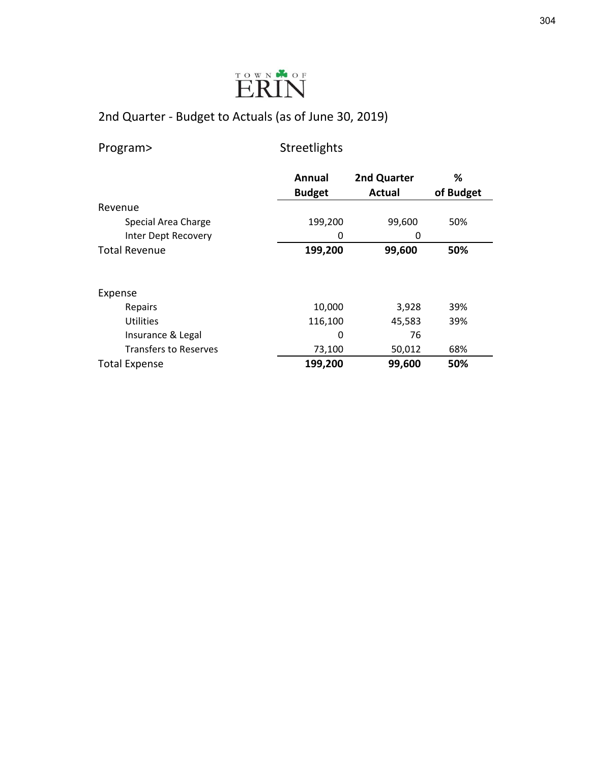TOWN OF ERIN

## 2nd Quarter - Budget to Actuals (as of June 30, 2019)

Program> Streetlights

| | Annual Budget | 2nd Quarter Actual | % of Budget |
|---|---|---|---|
| Revenue | | | |
| Special Area Charge | 199,200 | 99,600 | 50% |
| Inter Dept Recovery | 0 | 0 | |
| **Total Revenue** | **199,200** | **99,600** | **50%** |
| | | | |
| Expense | | | |
| Repairs | 10,000 | 3,928 | 39% |
| Utilities | 116,100 | 45,583 | 39% |
| Insurance & Legal | 0 | 76 | |
| Transfers to Reserves | 73,100 | 50,012 | 68% |
| **Total Expense** | **199,200** | **99,600** | **50%** |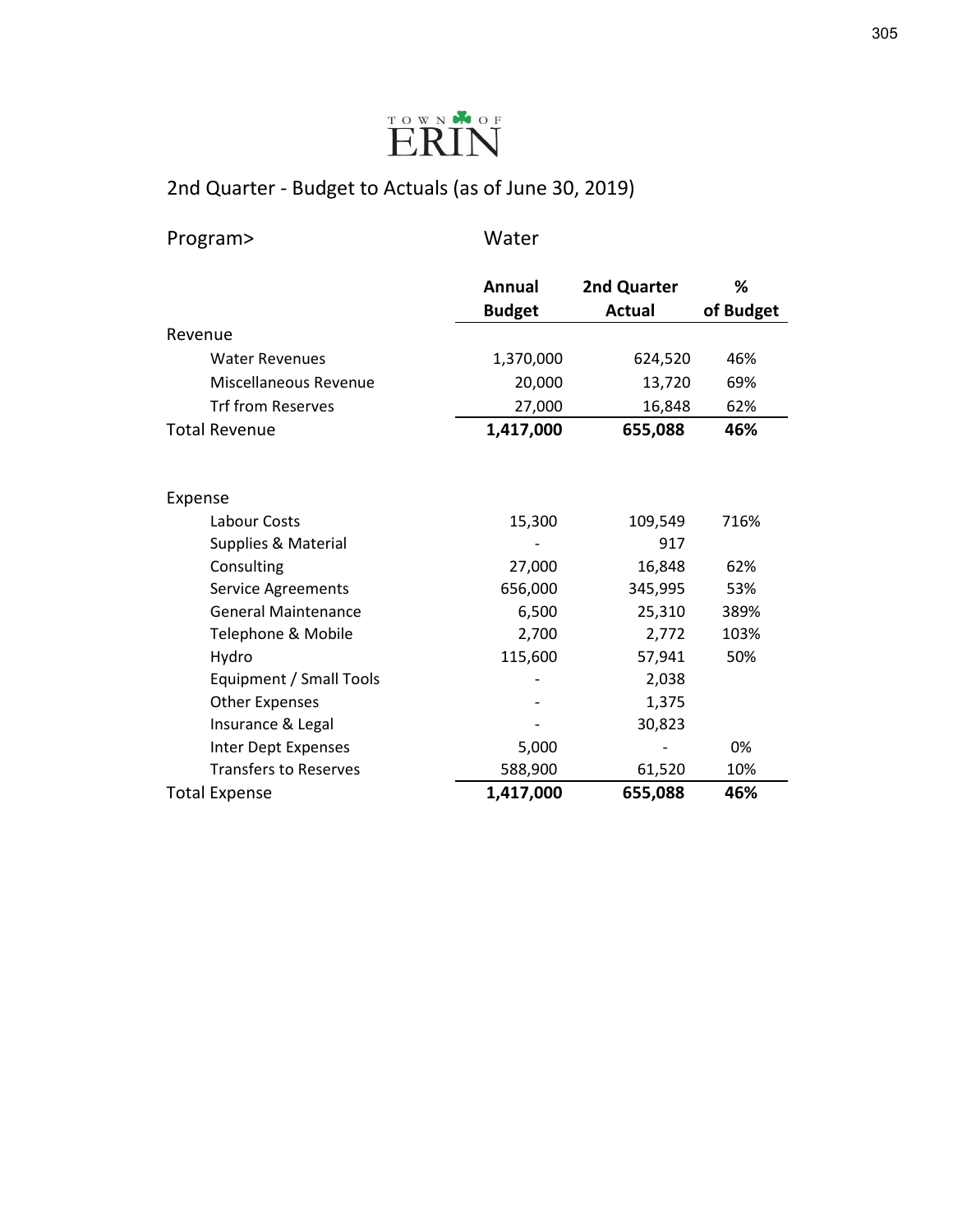TOWN OF ERIN

## 2nd Quarter - Budget to Actuals (as of June 30, 2019)

Program> Water

| | Annual Budget | 2nd Quarter Actual | % of Budget |
|---|---|---|---|
| Revenue | | | |
| Water Revenues | 1,370,000 | 624,520 | 46% |
| Miscellaneous Revenue | 20,000 | 13,720 | 69% |
| Trf from Reserves | 27,000 | 16,848 | 62% |
| **Total Revenue** | **1,417,000** | **655,088** | **46%** |
| | | | |
| Expense | | | |
| Labour Costs | 15,300 | 109,549 | 716% |
| Supplies & Material | - | 917 | |
| Consulting | 27,000 | 16,848 | 62% |
| Service Agreements | 656,000 | 345,995 | 53% |
| General Maintenance | 6,500 | 25,310 | 389% |
| Telephone & Mobile | 2,700 | 2,772 | 103% |
| Hydro | 115,600 | 57,941 | 50% |
| Equipment / Small Tools | - | 2,038 | |
| Other Expenses | - | 1,375 | |
| Insurance & Legal | - | 30,823 | |
| Inter Dept Expenses | 5,000 | - | 0% |
| Transfers to Reserves | 588,900 | 61,520 | 10% |
| **Total Expense** | **1,417,000** | **655,088** | **46%** |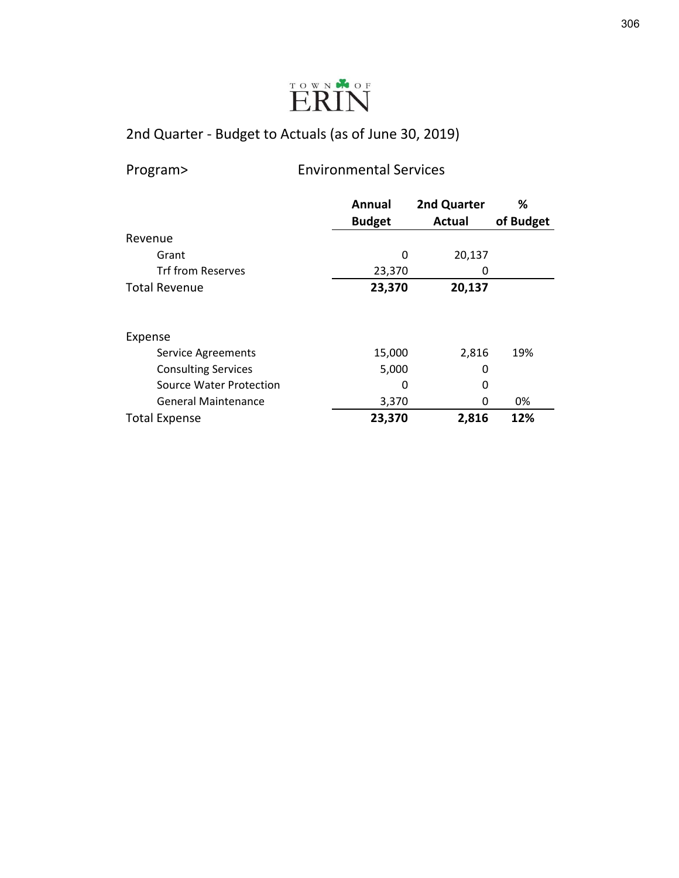TOWN OF ERIN

## 2nd Quarter - Budget to Actuals (as of June 30, 2019)

Program> Environmental Services

| | Annual Budget | 2nd Quarter Actual | % of Budget |
|---|---|---|---|
| Revenue | | | |
| Grant | 0 | 20,137 | |
| Trf from Reserves | 23,370 | 0 | |
| **Total Revenue** | **23,370** | **20,137** | |
| | | | |
| Expense | | | |
| Service Agreements | 15,000 | 2,816 | 19% |
| Consulting Services | 5,000 | 0 | |
| Source Water Protection | 0 | 0 | |
| General Maintenance | 3,370 | 0 | 0% |
| **Total Expense** | **23,370** | **2,816** | **12%** |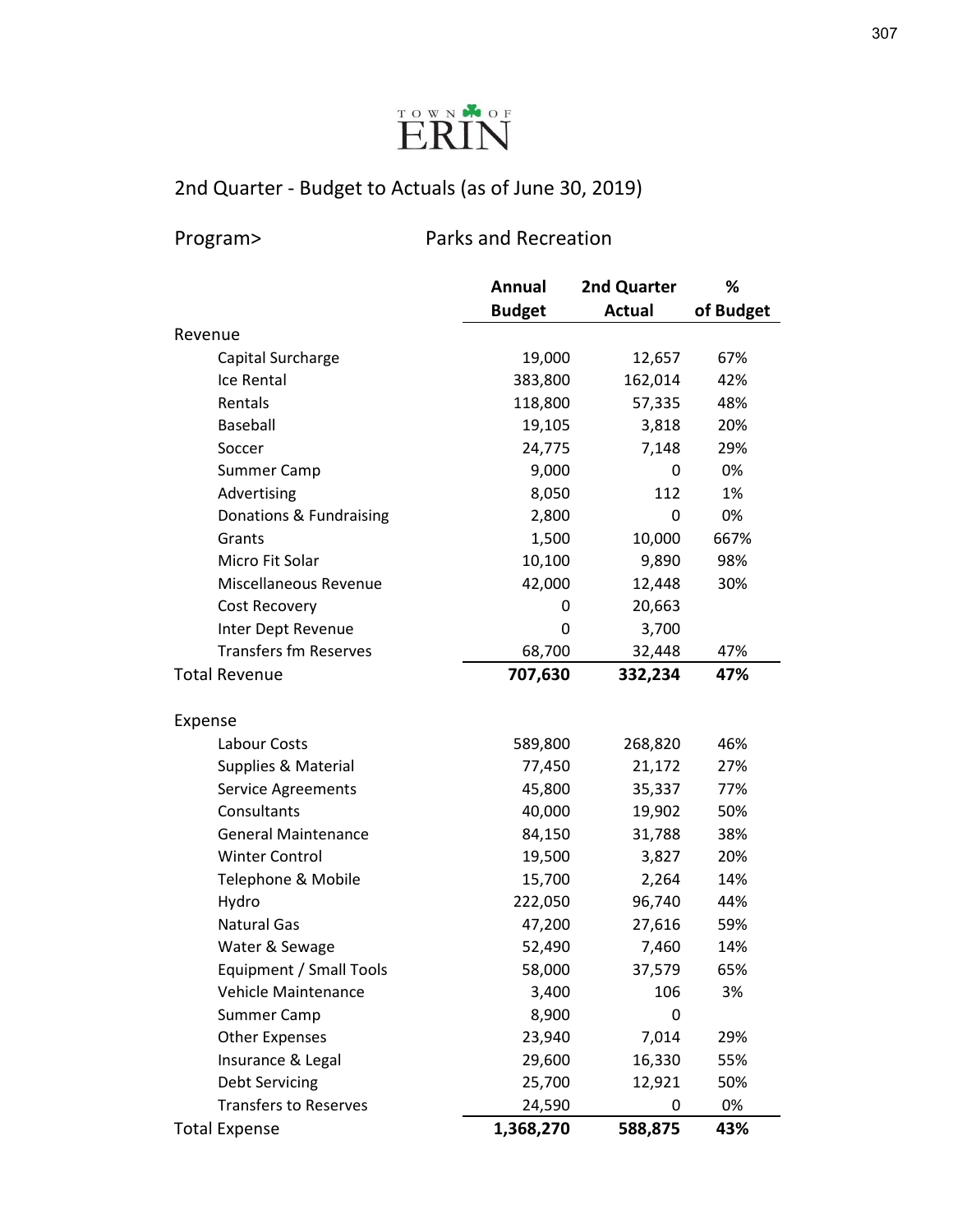TOWN OF ERIN

## 2nd Quarter - Budget to Actuals (as of June 30, 2019)

Program> Parks and Recreation

| | Annual Budget | 2nd Quarter Actual | % of Budget |
|---|---|---|---|
| **Revenue** | | | |
| Capital Surcharge | 19,000 | 12,657 | 67% |
| Ice Rental | 383,800 | 162,014 | 42% |
| Rentals | 118,800 | 57,335 | 48% |
| Baseball | 19,105 | 3,818 | 20% |
| Soccer | 24,775 | 7,148 | 29% |
| Summer Camp | 9,000 | 0 | 0% |
| Advertising | 8,050 | 112 | 1% |
| Donations & Fundraising | 2,800 | 0 | 0% |
| Grants | 1,500 | 10,000 | 667% |
| Micro Fit Solar | 10,100 | 9,890 | 98% |
| Miscellaneous Revenue | 42,000 | 12,448 | 30% |
| Cost Recovery | 0 | 20,663 | |
| Inter Dept Revenue | 0 | 3,700 | |
| Transfers fm Reserves | 68,700 | 32,448 | 47% |
| **Total Revenue** | **707,630** | **332,234** | **47%** |
| **Expense** | | | |
| Labour Costs | 589,800 | 268,820 | 46% |
| Supplies & Material | 77,450 | 21,172 | 27% |
| Service Agreements | 45,800 | 35,337 | 77% |
| Consultants | 40,000 | 19,902 | 50% |
| General Maintenance | 84,150 | 31,788 | 38% |
| Winter Control | 19,500 | 3,827 | 20% |
| Telephone & Mobile | 15,700 | 2,264 | 14% |
| Hydro | 222,050 | 96,740 | 44% |
| Natural Gas | 47,200 | 27,616 | 59% |
| Water & Sewage | 52,490 | 7,460 | 14% |
| Equipment / Small Tools | 58,000 | 37,579 | 65% |
| Vehicle Maintenance | 3,400 | 106 | 3% |
| Summer Camp | 8,900 | 0 | |
| Other Expenses | 23,940 | 7,014 | 29% |
| Insurance & Legal | 29,600 | 16,330 | 55% |
| Debt Servicing | 25,700 | 12,921 | 50% |
| Transfers to Reserves | 24,590 | 0 | 0% |
| **Total Expense** | **1,368,270** | **588,875** | **43%** |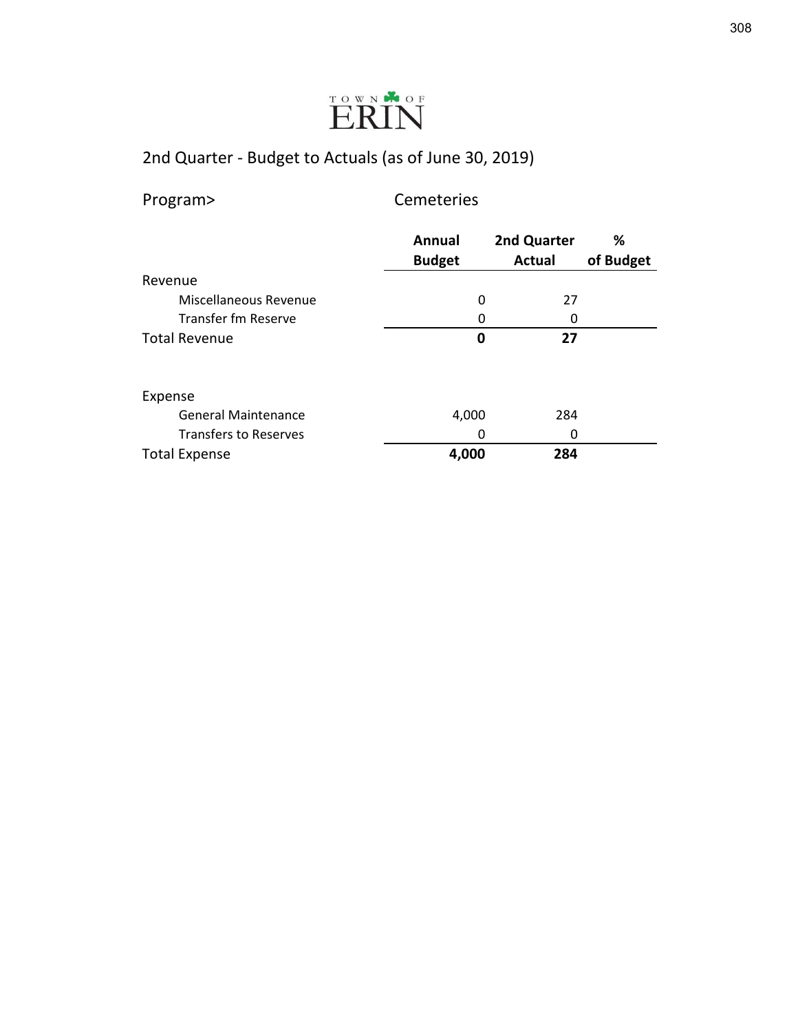TOWN OF ERIN

## 2nd Quarter - Budget to Actuals (as of June 30, 2019)

Program> Cemeteries

| | Annual Budget | 2nd Quarter Actual | % of Budget |
|---|---|---|---|
| Revenue | | | |
| Miscellaneous Revenue | 0 | 27 | |
| Transfer fm Reserve | 0 | 0 | |
| **Total Revenue** | **0** | **27** | |
| | | | |
| Expense | | | |
| General Maintenance | 4,000 | 284 | |
| Transfers to Reserves | 0 | 0 | |
| **Total Expense** | **4,000** | **284** | |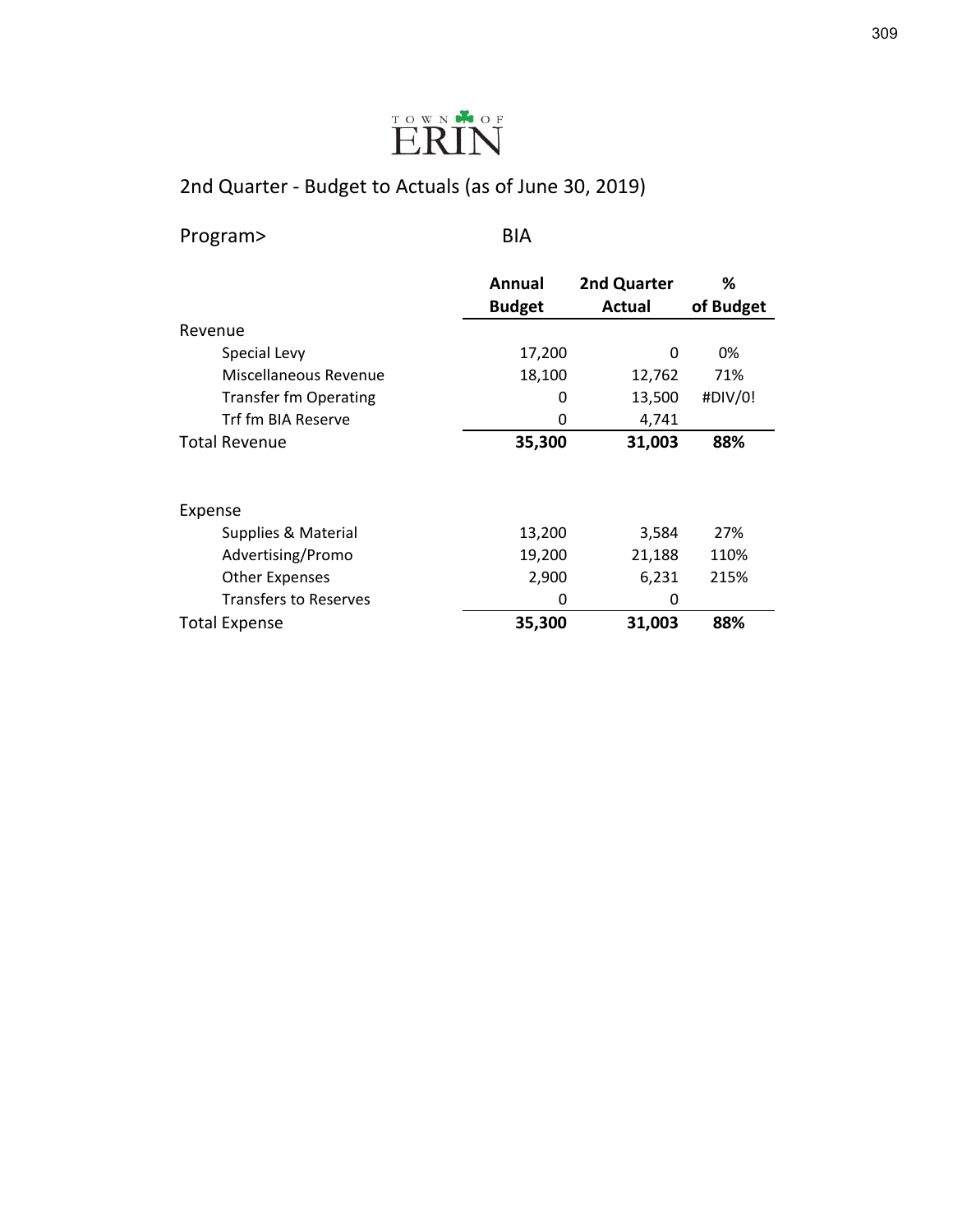TOWN OF ERIN

## 2nd Quarter - Budget to Actuals (as of June 30, 2019)

Program> BIA

| | Annual Budget | 2nd Quarter Actual | % of Budget |
|---|---|---|---|
| **Revenue** | | | |
| Special Levy | 17,200 | 0 | 0% |
| Miscellaneous Revenue | 18,100 | 12,762 | 71% |
| Transfer fm Operating | 0 | 13,500 | #DIV/0! |
| Trf fm BIA Reserve | 0 | 4,741 | |
| **Total Revenue** | **35,300** | **31,003** | **88%** |
| | | | |
| **Expense** | | | |
| Supplies & Material | 13,200 | 3,584 | 27% |
| Advertising/Promo | 19,200 | 21,188 | 110% |
| Other Expenses | 2,900 | 6,231 | 215% |
| Transfers to Reserves | 0 | 0 | |
| **Total Expense** | **35,300** | **31,003** | **88%** |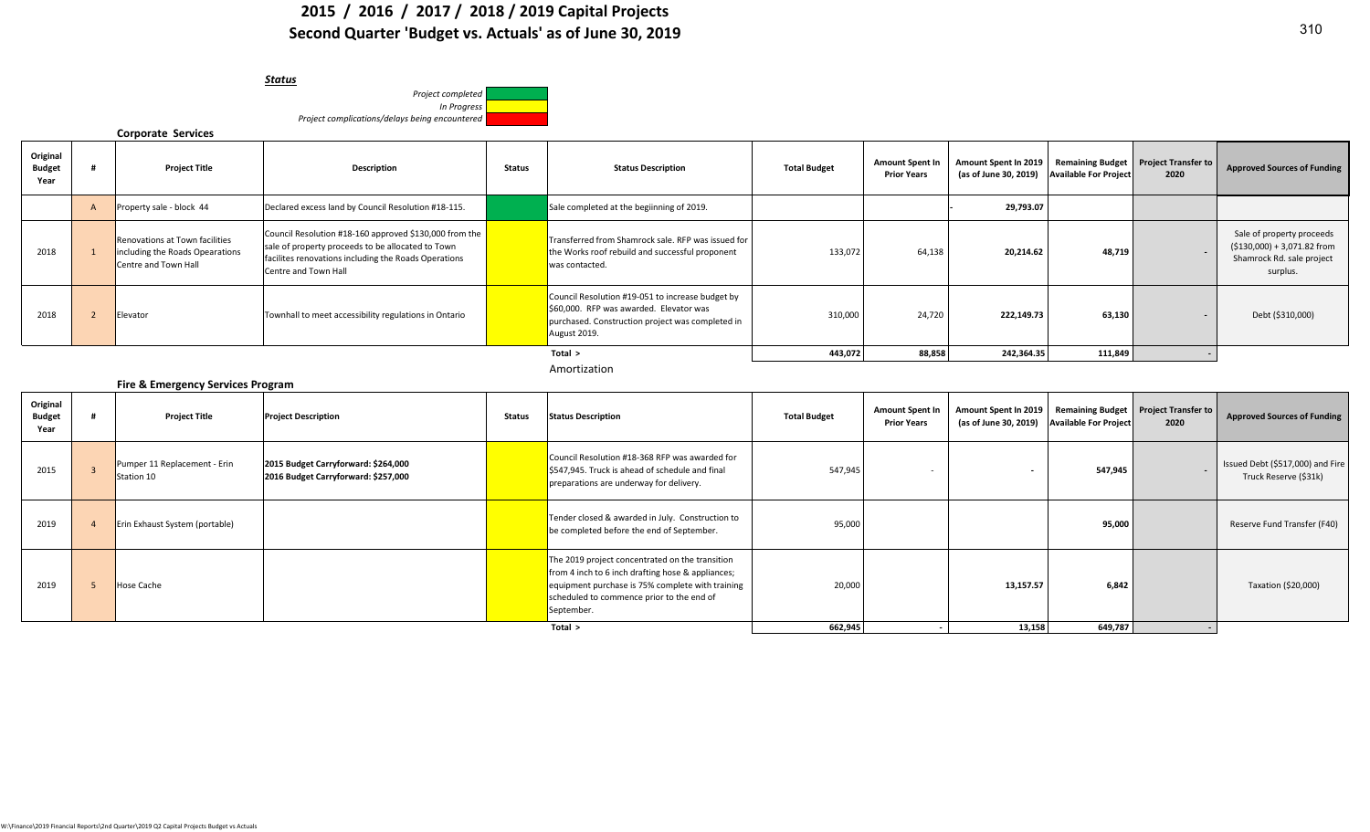# 2015 / 2016 / 2017 / 2018 / 2019 Capital Projects
## Second Quarter 'Budget vs. Actuals' as of June 30, 2019

***Status***

*Project completed* (green)
*In Progress* (yellow)
*Project complications/delays being encountered* (red)

**Corporate Services**

| Original Budget Year | # | Project Title | Description | Status | Status Description | Total Budget | Amount Spent In Prior Years | Amount Spent In 2019 (as of June 30, 2019) | Remaining Budget Available For Project | Project Transfer to 2020 | Approved Sources of Funding |
|---|---|---|---|---|---|---|---|---|---|---|---|
| | A | Property sale - block 44 | Declared excess land by Council Resolution #18-115. | Project completed | Sale completed at the begiinning of 2019. | | | - **29,793.07** | | | |
| 2018 | 1 | Renovations at Town facilities including the Roads Opearations Centre and Town Hall | Council Resolution #18-160 approved $130,000 from the sale of property proceeds to be allocated to Town facilites renovations including the Roads Operations Centre and Town Hall | In Progress | Transferred from Shamrock sale. RFP was issued for the Works roof rebuild and successful proponent was contacted. | 133,072 | 64,138 | **20,214.62** | **48,719** | - | Sale of property proceeds ($130,000) + 3,071.82 from Shamrock Rd. sale project surplus. |
| 2018 | 2 | Elevator | Townhall to meet accessibility regulations in Ontario | In Progress | Council Resolution #19-051 to increase budget by $60,000. RFP was awarded. Elevator was purchased. Construction project was completed in August 2019. | 310,000 | 24,720 | **222,149.73** | **63,130** | - | Debt ($310,000) |
| | | | | | **Total >** | **443,072** | **88,858** | **242,364.35** | **111,849** | - | |

Amortization

**Fire & Emergency Services Program**

| Original Budget Year | # | Project Title | Project Description | Status | Status Description | Total Budget | Amount Spent In Prior Years | Amount Spent In 2019 (as of June 30, 2019) | Remaining Budget Available For Project | Project Transfer to 2020 | Approved Sources of Funding |
|---|---|---|---|---|---|---|---|---|---|---|---|
| 2015 | 3 | Pumper 11 Replacement - Erin Station 10 | **2015 Budget Carryforward: $264,000**<br>**2016 Budget Carryforward: $257,000** | In Progress | Council Resolution #18-368 RFP was awarded for $547,945. Truck is ahead of schedule and final preparations are underway for delivery. | 547,945 | - | - | **547,945** | - | Issued Debt ($517,000) and Fire Truck Reserve ($31k) |
| 2019 | 4 | Erin Exhaust System (portable) | | In Progress | Tender closed & awarded in July. Construction to be completed before the end of September. | 95,000 | | | **95,000** | | Reserve Fund Transfer (F40) |
| 2019 | 5 | Hose Cache | | In Progress | The 2019 project concentrated on the transition from 4 inch to 6 inch drafting hose & appliances; equipment purchase is 75% complete with training scheduled to commence prior to the end of September. | 20,000 | | **13,157.57** | **6,842** | | Taxation ($20,000) |
| | | | | | **Total >** | **662,945** | - | **13,158** | **649,787** | - | |

W:\Finance\2019 Financial Reports\2nd Quarter\2019 Q2 Capital Projects Budget vs Actuals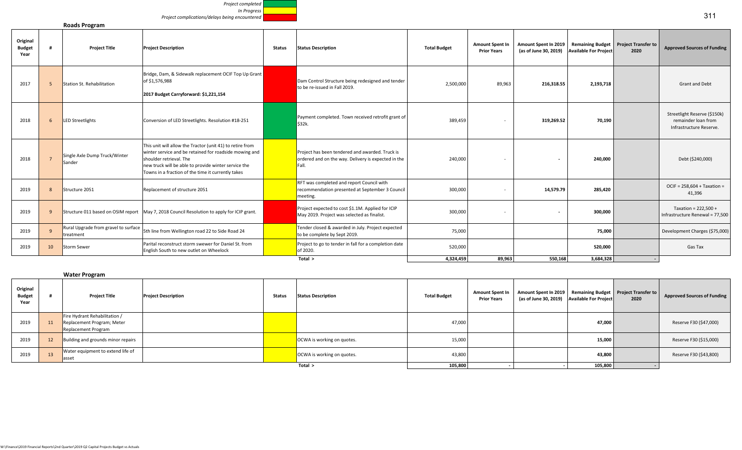*Project completed*
*In Progress*
*Project complications/delays being encountered*

## Roads Program

| Original Budget Year | # | Project Title | Project Description | Status | Status Description | Total Budget | Amount Spent In Prior Years | Amount Spent In 2019 (as of June 30, 2019) | Remaining Budget Available For Project | Project Transfer to 2020 | Approved Sources of Funding |
|---|---|---|---|---|---|---|---|---|---|---|---|
| 2017 | 5 | Station St. Rehabilitation | Bridge, Dam, & Sidewalk replacement OCIF Top Up Grant of $1,576,988 **2017 Budget Carryforward: $1,221,154** | | Dam Control Structure being redesigned and tender to be re-issued in Fall 2019. | 2,500,000 | 89,963 | **216,318.55** | **2,193,718** | | Grant and Debt |
| 2018 | 6 | LED Streetlights | Conversion of LED Streetlights. Resolution #18-251 | | Payment completed. Town received retrofit grant of $32k. | 389,459 | - | **319,269.52** | **70,190** | | Streetlight Reserve ($150k) remainder loan from Infrastructure Reserve. |
| 2018 | 7 | Single Axle Dump Truck/Winter Sander | This unit will allow the Tractor (unit 41) to retire from winter service and be retained for roadside mowing and shoulder retrieval. The new truck will be able to provide winter service the Towns in a fraction of the time it currently takes | | Project has been tendered and awarded. Truck is ordered and on the way. Delivery is expected in the Fall. | 240,000 | - | **-** | **240,000** | | Debt ($240,000) |
| 2019 | 8 | Structure 2051 | Replacement of structure 2051 | | RFT was completed and report Council with recommendation presented at September 3 Council meeting. | 300,000 | - | **14,579.79** | **285,420** | | OCIF = 258,604 + Taxation = 41,396 |
| 2019 | 9 | Structure 011 based on OSIM report | May 7, 2018 Council Resolution to apply for ICIP grant. | | Project expected to cost $1.1M. Applied for ICIP May 2019. Project was selected as finalist. | 300,000 | - | **-** | **300,000** | | Taxation = 222,500 + Infrastructure Renewal = 77,500 |
| 2019 | 9 | Rural Upgrade from gravel to surface treatment | 5th line from Wellington road 22 to Side Road 24 | | Tender closed & awarded in July. Project expected to be complete by Sept 2019. | 75,000 | | | **75,000** | | Development Charges ($75,000) |
| 2019 | 10 | Storm Sewer | Parital reconstruct storm swewer for Daniel St. from English South to new outlet on Wheelock | | Project to go to tender in fall for a completion date of 2020. | 520,000 | | | **520,000** | | Gas Tax |
| | | | | | **Total >** | **4,324,459** | **89,963** | **550,168** | **3,684,328** | **-** | |

## Water Program

| Original Budget Year | # | Project Title | Project Description | Status | Status Description | Total Budget | Amount Spent In Prior Years | Amount Spent In 2019 (as of June 30, 2019) | Remaining Budget Available For Project | Project Transfer to 2020 | Approved Sources of Funding |
|---|---|---|---|---|---|---|---|---|---|---|---|
| 2019 | 11 | Fire Hydrant Rehabilitation / Replacement Program; Meter Replacement Program | | | | 47,000 | | | **47,000** | | Reserve F30 ($47,000) |
| 2019 | 12 | Building and grounds minor repairs | | | OCWA is working on quotes. | 15,000 | | | **15,000** | | Reserve F30 ($15,000) |
| 2019 | 13 | Water equipment to extend life of asset | | | OCWA is working on quotes. | 43,800 | | | **43,800** | | Reserve F30 ($43,800) |
| | | | | | **Total >** | **105,800** | **-** | **-** | **105,800** | **-** | |

W:\Finance\2019 Financial Reports\2nd Quarter\2019 Q2 Capital Projects Budget vs Actuals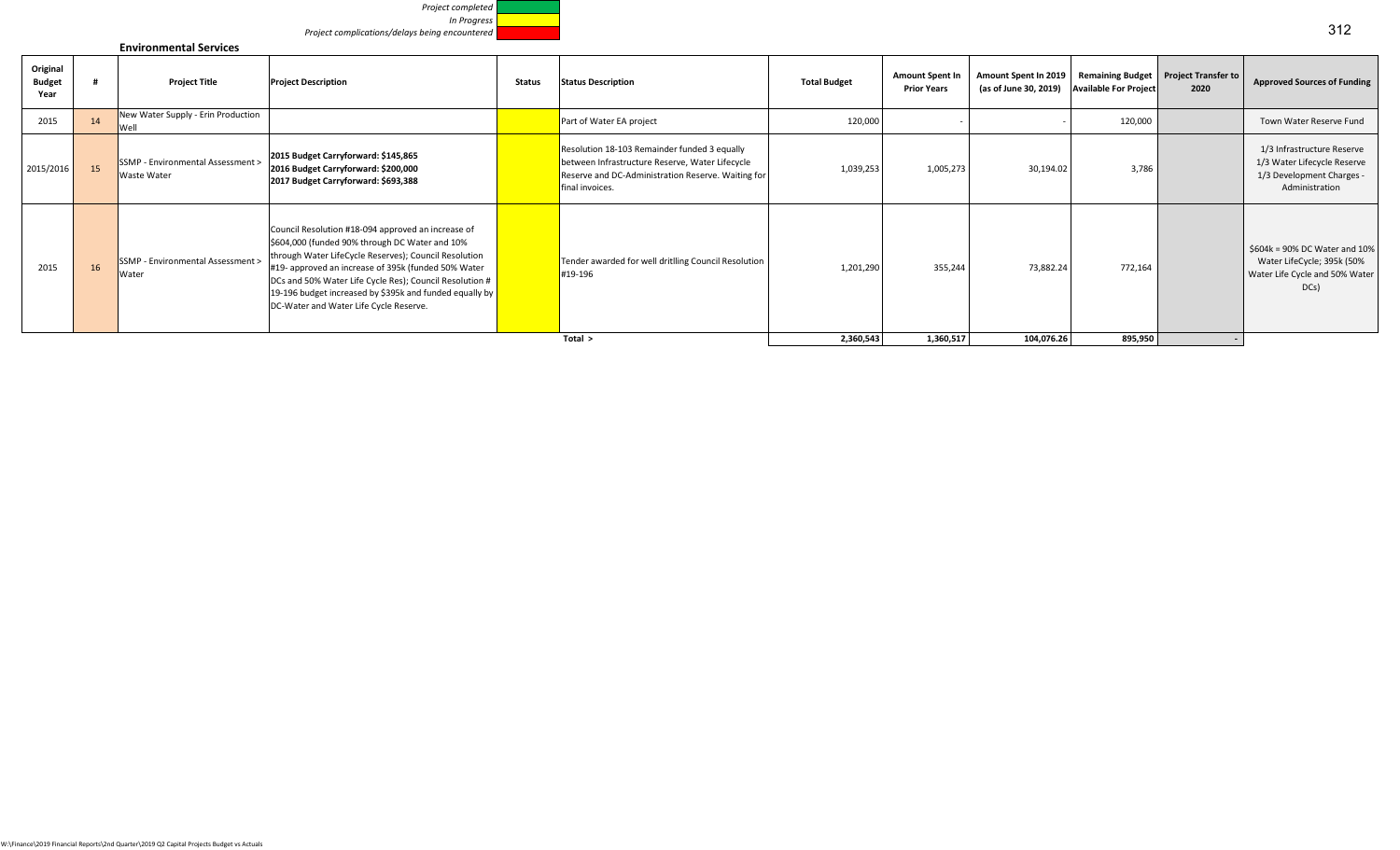*Project completed*
*In Progress*
*Project complications/delays being encountered*

## Environmental Services

| Original Budget Year | # | Project Title | Project Description | Status | Status Description | Total Budget | Amount Spent In Prior Years | Amount Spent In 2019 (as of June 30, 2019) | Remaining Budget Available For Project | Project Transfer to 2020 | Approved Sources of Funding |
|---|---|---|---|---|---|---|---|---|---|---|---|
| 2015 | 14 | New Water Supply - Erin Production Well | | | Part of Water EA project | 120,000 | - | - | 120,000 | | Town Water Reserve Fund |
| 2015/2016 | 15 | SSMP - Environmental Assessment > Waste Water | **2015 Budget Carryforward: $145,865**<br>**2016 Budget Carryforward: $200,000**<br>**2017 Budget Carryforward: $693,388** | | Resolution 18-103 Remainder funded 3 equally between Infrastructure Reserve, Water Lifecycle Reserve and DC-Administration Reserve. Waiting for final invoices. | 1,039,253 | 1,005,273 | 30,194.02 | 3,786 | | 1/3 Infrastructure Reserve 1/3 Water Lifecycle Reserve 1/3 Development Charges - Administration |
| 2015 | 16 | SSMP - Environmental Assessment > Water | Council Resolution #18-094 approved an increase of $604,000 (funded 90% through DC Water and 10% through Water LifeCycle Reserves); Council Resolution #19- approved an increase of 395k (funded 50% Water DCs and 50% Water Life Cycle Res); Council Resolution # 19-196 budget increased by $395k and funded equally by DC-Water and Water Life Cycle Reserve. | | Tender awarded for well dritlling Council Resolution #19-196 | 1,201,290 | 355,244 | 73,882.24 | 772,164 | | $604k = 90% DC Water and 10% Water LifeCycle; 395k (50% Water Life Cycle and 50% Water DCs) |
| | | | | | Total > | 2,360,543 | 1,360,517 | 104,076.26 | 895,950 | - | |

W:\Finance\2019 Financial Reports\2nd Quarter\2019 Q2 Capital Projects Budget vs Actuals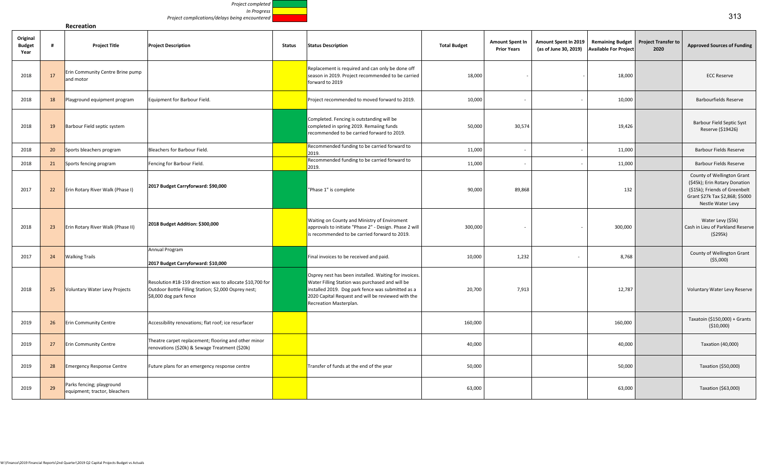Project completed
In Progress
Project complications/delays being encountered

## Recreation

| Original Budget Year | # | Project Title | Project Description | Status | Status Description | Total Budget | Amount Spent In Prior Years | Amount Spent In 2019 (as of June 30, 2019) | Remaining Budget Available For Project | Project Transfer to 2020 | Approved Sources of Funding |
|---|---|---|---|---|---|---|---|---|---|---|---|
| 2018 | 17 | Erin Community Centre Brine pump and motor | | | Replacement is required and can only be done off season in 2019. Project recommended to be carried forward to 2019 | 18,000 | - | - | 18,000 | | ECC Reserve |
| 2018 | 18 | Playground equipment program | Equipment for Barbour Field. | | Project recommended to moved forward to 2019. | 10,000 | - | - | 10,000 | | Barbourfields Reserve |
| 2018 | 19 | Barbour Field septic system | | | Completed. Fencing is outstanding will be completed in spring 2019. Remaiing funds recommended to be carried forward to 2019. | 50,000 | 30,574 | | 19,426 | | Barbour Field Septic Syst Reserve ($19426) |
| 2018 | 20 | Sports bleachers program | Bleachers for Barbour Field. | | Recommended funding to be carried forward to 2019. | 11,000 | - | - | 11,000 | | Barbour Fields Reserve |
| 2018 | 21 | Sports fencing program | Fencing for Barbour Field. | | Recommended funding to be carried forward to 2019. | 11,000 | - | - | 11,000 | | Barbour Fields Reserve |
| 2017 | 22 | Erin Rotary River Walk (Phase I) | **2017 Budget Carryforward: $90,000** | | "Phase 1" is complete | 90,000 | 89,868 | | 132 | | County of Wellington Grant ($45k); Erin Rotary Donation ($15k); Friends of Greenbelt Grant $27k Tax $2,868; $5000 Nestle Water Levy |
| 2018 | 23 | Erin Rotary River Walk (Phase II) | **2018 Budget Addition: $300,000** | | Waiting on County and Ministry of Enviroment approvals to initiate "Phase 2" - Design. Phase 2 will is recommended to be carried forward to 2019. | 300,000 | - | - | 300,000 | | Water Levy ($5k) Cash in Lieu of Parkland Reserve ($295k) |
| 2017 | 24 | Walking Trails | Annual Program **2017 Budget Carryforward: $10,000** | | Final invoices to be received and paid. | 10,000 | 1,232 | - | 8,768 | | County of Wellington Grant ($5,000) |
| 2018 | 25 | Voluntary Water Levy Projects | Resolution #18-159 direction was to allocate $10,700 for Outdoor Bottle Filling Station; $2,000 Osprey nest; $8,000 dog park fence | | Osprey nest has been installed. Waiting for invoices. Water Filling Station was purchased and will be installed 2019. Dog park fence was submitted as a 2020 Capital Request and will be reviewed with the Recreation Masterplan. | 20,700 | 7,913 | | 12,787 | | Voluntary Water Levy Reserve |
| 2019 | 26 | Erin Community Centre | Accessibility renovations; flat roof; ice resurfacer | | | 160,000 | | | 160,000 | | Taxatoin ($150,000) + Grants ($10,000) |
| 2019 | 27 | Erin Community Centre | Theatre carpet replacement; flooring and other minor renovations ($20k) & Sewage Treatment ($20k) | | | 40,000 | | | 40,000 | | Taxation (40,000) |
| 2019 | 28 | Emergency Response Centre | Future plans for an emergency response centre | | Transfer of funds at the end of the year | 50,000 | | | 50,000 | | Taxation ($50,000) |
| 2019 | 29 | Parks fencing; playground equipment; tractor, bleachers | | | | 63,000 | | | 63,000 | | Taxation ($63,000) |

W:\Finance\2019 Financial Reports\2nd Quarter\2019 Q2 Capital Projects Budget vs Actuals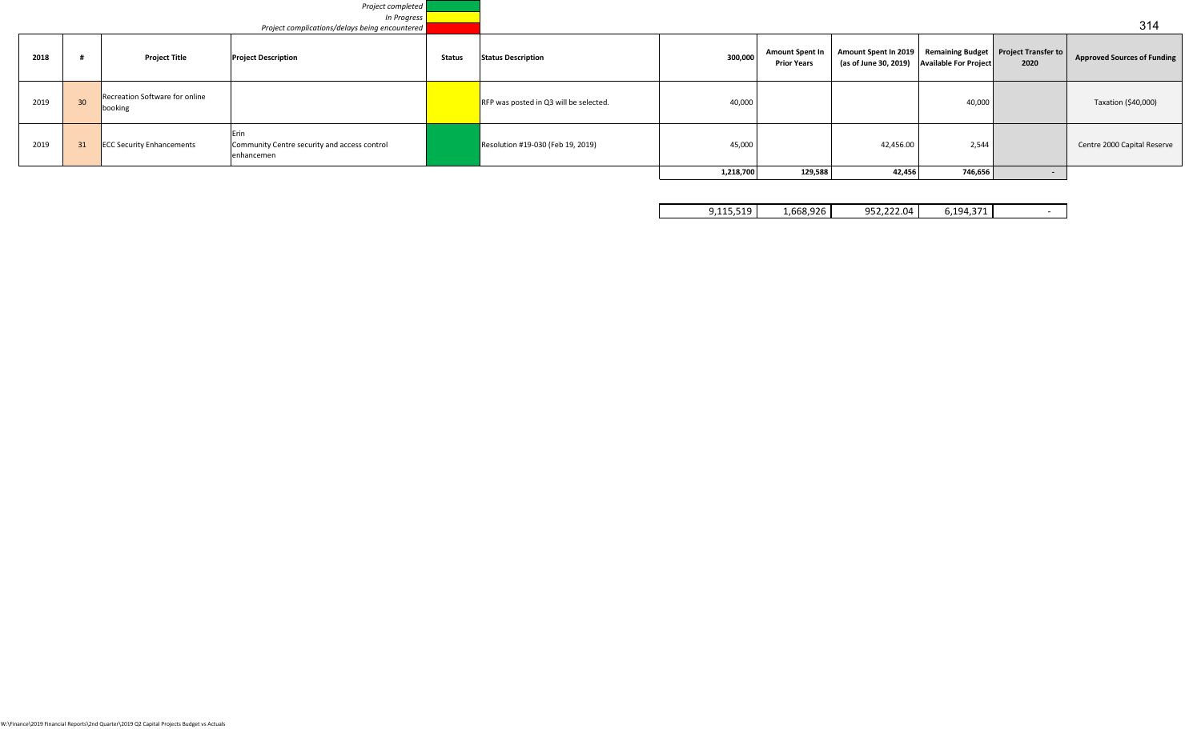*Project completed*
*In Progress*
*Project complications/delays being encountered*

| 2018 | # | Project Title | Project Description | Status | Status Description | 300,000 | Amount Spent In Prior Years | Amount Spent In 2019 (as of June 30, 2019) | Remaining Budget Available For Project | Project Transfer to 2020 | Approved Sources of Funding |
|---|---|---|---|---|---|---|---|---|---|---|---|
| 2019 | 30 | Recreation Software for online booking | | | RFP was posted in Q3 will be selected. | 40,000 | | | 40,000 | | Taxation ($40,000) |
| 2019 | 31 | ECC Security Enhancements | Erin Community Centre security and access control enhancemen | | Resolution #19-030 (Feb 19, 2019) | 45,000 | | 42,456.00 | 2,544 | | Centre 2000 Capital Reserve |
| | | | | | | **1,218,700** | **129,588** | **42,456** | **746,656** | **-** | |
| | | | | | | 9,115,519 | 1,668,926 | 952,222.04 | 6,194,371 | - | |

W:\Finance\2019 Financial Reports\2nd Quarter\2019 Q2 Capital Projects Budget vs Actuals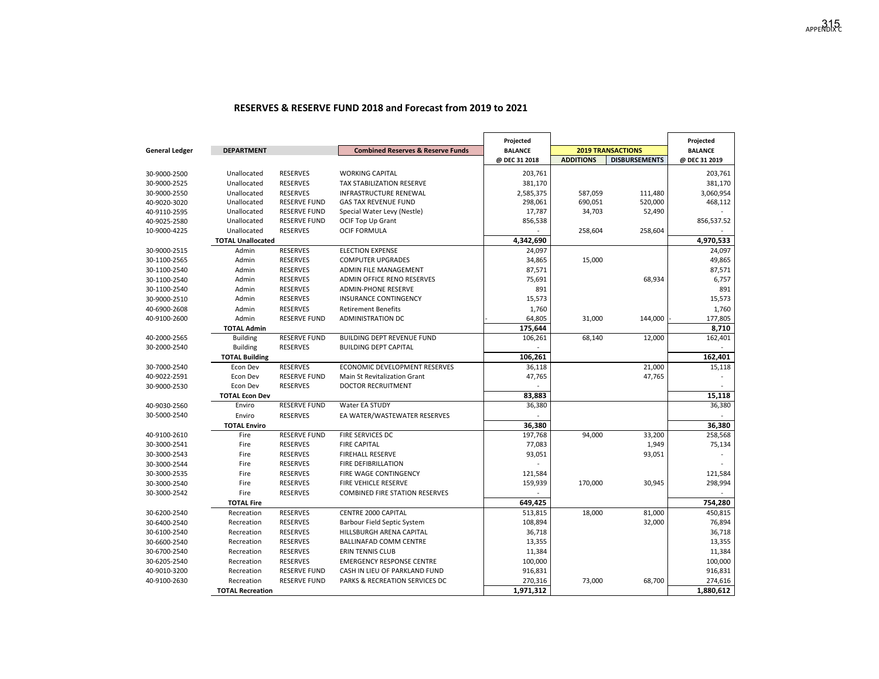## RESERVES & RESERVE FUND 2018 and Forecast from 2019 to 2021

| General Ledger | DEPARTMENT | | Combined Reserves & Reserve Funds | Projected BALANCE @ DEC 31 2018 | 2019 TRANSACTIONS | | Projected BALANCE @ DEC 31 2019 |
|---|---|---|---|---|---|---|---|
| | | | | | ADDITIONS | DISBURSEMENTS | |
| 30-9000-2500 | Unallocated | RESERVES | WORKING CAPITAL | 203,761 | | | 203,761 |
| 30-9000-2525 | Unallocated | RESERVES | TAX STABILIZATION RESERVE | 381,170 | | | 381,170 |
| 30-9000-2550 | Unallocated | RESERVES | INFRASTRUCTURE RENEWAL | 2,585,375 | 587,059 | 111,480 | 3,060,954 |
| 40-9020-3020 | Unallocated | RESERVE FUND | GAS TAX REVENUE FUND | 298,061 | 690,051 | 520,000 | 468,112 |
| 40-9110-2595 | Unallocated | RESERVE FUND | Special Water Levy (Nestle) | 17,787 | 34,703 | 52,490 | - |
| 40-9025-2580 | Unallocated | RESERVE FUND | OCIF Top Up Grant | 856,538 | | | 856,537.52 |
| 10-9000-4225 | Unallocated | RESERVES | OCIF FORMULA | - | 258,604 | 258,604 | - |
| | **TOTAL Unallocated** | | | **4,342,690** | | | **4,970,533** |
| 30-9000-2515 | Admin | RESERVES | ELECTION EXPENSE | 24,097 | | | 24,097 |
| 30-1100-2565 | Admin | RESERVES | COMPUTER UPGRADES | 34,865 | 15,000 | | 49,865 |
| 30-1100-2540 | Admin | RESERVES | ADMIN FILE MANAGEMENT | 87,571 | | | 87,571 |
| 30-1100-2540 | Admin | RESERVES | ADMIN OFFICE RENO RESERVES | 75,691 | | 68,934 | 6,757 |
| 30-1100-2540 | Admin | RESERVES | ADMIN-PHONE RESERVE | 891 | | | 891 |
| 30-9000-2510 | Admin | RESERVES | INSURANCE CONTINGENCY | 15,573 | | | 15,573 |
| 40-6900-2608 | Admin | RESERVES | Retirement Benefits | 1,760 | | | 1,760 |
| 40-9100-2600 | Admin | RESERVE FUND | ADMINISTRATION DC | - 64,805 | 31,000 | 144,000 | - 177,805 |
| | **TOTAL Admin** | | | **175,644** | | | **8,710** |
| 40-2000-2565 | Building | RESERVE FUND | BUILDING DEPT REVENUE FUND | 106,261 | 68,140 | 12,000 | 162,401 |
| 30-2000-2540 | Building | RESERVES | BUILDING DEPT CAPITAL | - | | | - |
| | **TOTAL Building** | | | **106,261** | | | **162,401** |
| 30-7000-2540 | Econ Dev | RESERVES | ECONOMIC DEVELOPMENT RESERVES | 36,118 | | 21,000 | 15,118 |
| 40-9022-2591 | Econ Dev | RESERVE FUND | Main St Revitalization Grant | 47,765 | | 47,765 | - |
| 30-9000-2530 | Econ Dev | RESERVES | DOCTOR RECRUITMENT | - | | | - |
| | **TOTAL Econ Dev** | | | **83,883** | | | **15,118** |
| 40-9030-2560 | Enviro | RESERVE FUND | Water EA STUDY | 36,380 | | | 36,380 |
| 30-5000-2540 | Enviro | RESERVES | EA WATER/WASTEWATER RESERVES | - | | | - |
| | **TOTAL Enviro** | | | **36,380** | | | **36,380** |
| 40-9100-2610 | Fire | RESERVE FUND | FIRE SERVICES DC | 197,768 | 94,000 | 33,200 | 258,568 |
| 30-3000-2541 | Fire | RESERVES | FIRE CAPITAL | 77,083 | | 1,949 | 75,134 |
| 30-3000-2543 | Fire | RESERVES | FIREHALL RESERVE | 93,051 | | 93,051 | - |
| 30-3000-2544 | Fire | RESERVES | FIRE DEFIBRILLATION | - | | | - |
| 30-3000-2535 | Fire | RESERVES | FIRE WAGE CONTINGENCY | 121,584 | | | 121,584 |
| 30-3000-2540 | Fire | RESERVES | FIRE VEHICLE RESERVE | 159,939 | 170,000 | 30,945 | 298,994 |
| 30-3000-2542 | Fire | RESERVES | COMBINED FIRE STATION RESERVES | - | | | - |
| | **TOTAL Fire** | | | **649,425** | | | **754,280** |
| 30-6200-2540 | Recreation | RESERVES | CENTRE 2000 CAPITAL | 513,815 | 18,000 | 81,000 | 450,815 |
| 30-6400-2540 | Recreation | RESERVES | Barbour Field Septic System | 108,894 | | 32,000 | 76,894 |
| 30-6100-2540 | Recreation | RESERVES | HILLSBURGH ARENA CAPITAL | 36,718 | | | 36,718 |
| 30-6600-2540 | Recreation | RESERVES | BALLINAFAD COMM CENTRE | 13,355 | | | 13,355 |
| 30-6700-2540 | Recreation | RESERVES | ERIN TENNIS CLUB | 11,384 | | | 11,384 |
| 30-6205-2540 | Recreation | RESERVES | EMERGENCY RESPONSE CENTRE | 100,000 | | | 100,000 |
| 40-9010-3200 | Recreation | RESERVE FUND | CASH IN LIEU OF PARKLAND FUND | 916,831 | | | 916,831 |
| 40-9100-2630 | Recreation | RESERVE FUND | PARKS & RECREATION SERVICES DC | 270,316 | 73,000 | 68,700 | 274,616 |
| | **TOTAL Recreation** | | | **1,971,312** | | | **1,880,612** |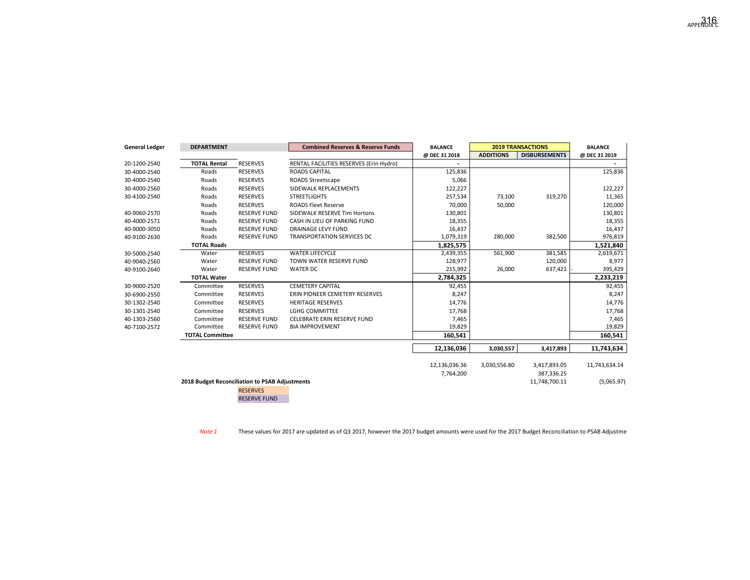APPENDIX C

| General Ledger | DEPARTMENT | | Combined Reserves & Reserve Funds | BALANCE @ DEC 31 2018 | 2019 TRANSACTIONS ADDITIONS | DISBURSEMENTS | BALANCE @ DEC 31 2019 |
|---|---|---|---|---|---|---|---|
| 20-1200-2540 | TOTAL Rental | RESERVES | RENTAL FACILITIES RESERVES (Erin Hydro) | - | | | - |
| 30-4000-2540 | Roads | RESERVES | ROADS CAPITAL | 125,836 | | | 125,836 |
| 30-4000-2540 | Roads | RESERVES | ROADS Streetscape | 5,066 | | | |
| 30-4000-2560 | Roads | RESERVES | SIDEWALK REPLACEMENTS | 122,227 | | | 122,227 |
| 30-4100-2540 | Roads | RESERVES | STREETLIGHTS | 257,534 | 73,100 | 319,270 | 11,365 |
| | Roads | RESERVES | ROADS Fleet Reserve | 70,000 | 50,000 | | 120,000 |
| 40-9060-2570 | Roads | RESERVE FUND | SIDEWALK RESERVE Tim Hortons | 130,801 | | | 130,801 |
| 40-4000-2571 | Roads | RESERVE FUND | CASH IN LIEU OF PARKING FUND | 18,355 | | | 18,355 |
| 40-9000-3050 | Roads | RESERVE FUND | DRAINAGE LEVY FUND | 16,437 | | | 16,437 |
| 40-9100-2630 | Roads | RESERVE FUND | TRANSPORTATION SERVICES DC | 1,079,319 | 280,000 | 382,500 | 976,819 |
| | **TOTAL Roads** | | | **1,825,575** | | | **1,521,840** |
| 30-5000-2540 | Water | RESERVES | WATER LIFECYCLE | 2,439,355 | 561,900 | 381,585 | 2,619,671 |
| 40-9040-2560 | Water | RESERVE FUND | TOWN WATER RESERVE FUND | 128,977 | | 120,000 | 8,977 |
| 40-9100-2640 | Water | RESERVE FUND | WATER DC | 215,992 | 26,000 | 637,421 | - 395,429 |
| | **TOTAL Water** | | | **2,784,325** | | | **2,233,219** |
| 30-9000-2520 | Committee | RESERVES | CEMETERY CAPITAL | 92,455 | | | 92,455 |
| 30-6900-2550 | Committee | RESERVES | ERIN PIONEER CEMETERY RESERVES | 8,247 | | | 8,247 |
| 30-1302-2540 | Committee | RESERVES | HERITAGE RESERVES | 14,776 | | | 14,776 |
| 30-1301-2540 | Committee | RESERVES | LGHG COMMITTEE | 17,768 | | | 17,768 |
| 40-1303-2560 | Committee | RESERVE FUND | CELEBRATE ERIN RESERVE FUND | 7,465 | | | 7,465 |
| 40-7100-2572 | Committee | RESERVE FUND | BIA IMPROVEMENT | 19,829 | | | 19,829 |
| | **TOTAL Committee** | | | **160,541** | | | **160,541** |
| | | | | **12,136,036** | **3,030,557** | **3,417,893** | **11,743,634** |
| | | | | 12,136,036.36 | 3,030,556.80 | 3,417,893.05 | 11,743,634.14 |
| | | | | 7,764,200 | | 387,336.25 | |
| | **2018 Budget Reconciliation to PSAB Adjustments** | | | | | 11,748,700.11 | (5,065.97) |

RESERVES

RESERVE FUND

*Note 1* These values for 2017 are updated as of Q3 2017, however the 2017 budget amounts were used for the 2017 Budget Reconciliation to PSAB Adjustme